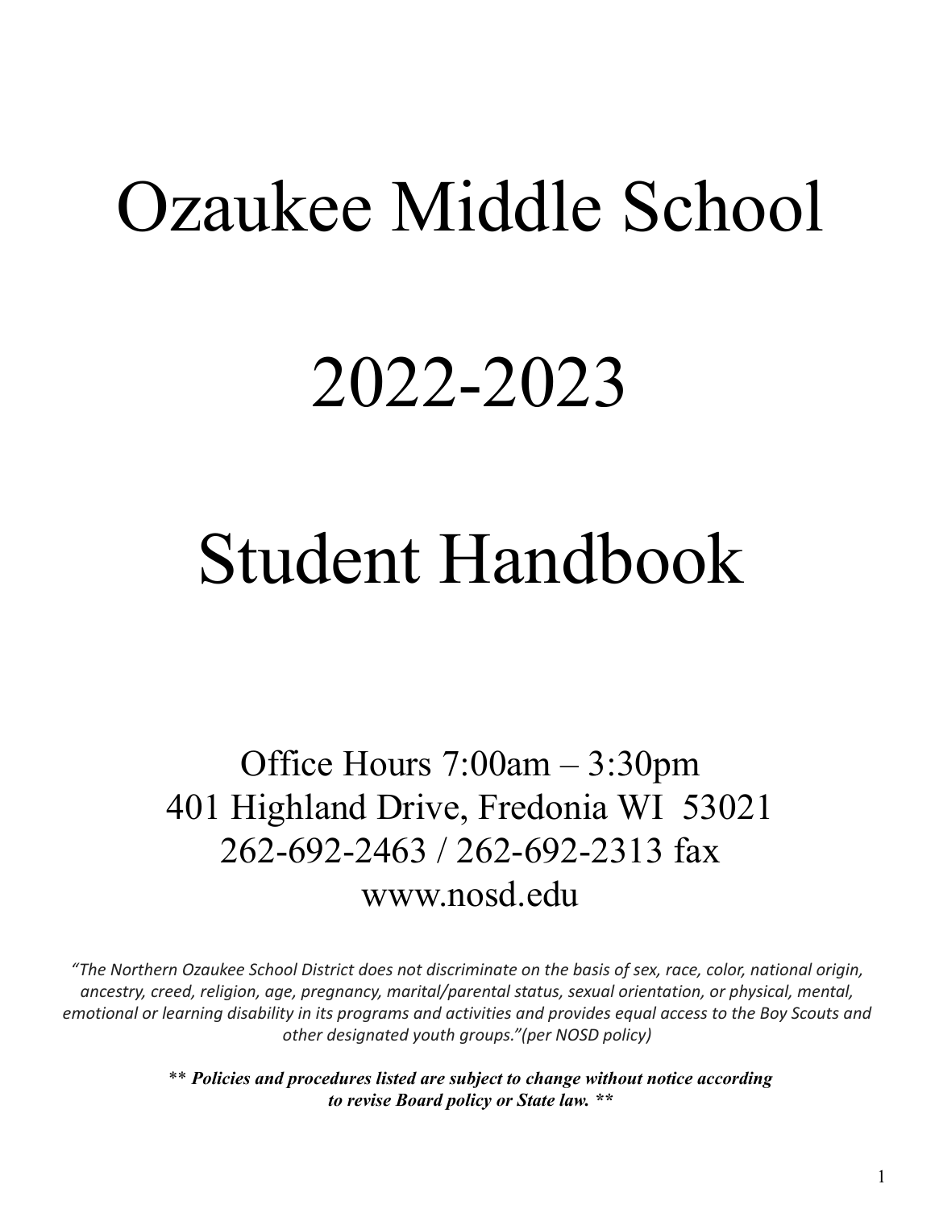# Ozaukee Middle School

# 2022-2023

# Student Handbook

Office Hours 7:00am – 3:30pm
401 Highland Drive, Fredonia WI 53021
262-692-2463 / 262-692-2313 fax
www.nosd.edu

*"The Northern Ozaukee School District does not discriminate on the basis of sex, race, color, national origin, ancestry, creed, religion, age, pregnancy, marital/parental status, sexual orientation, or physical, mental, emotional or learning disability in its programs and activities and provides equal access to the Boy Scouts and other designated youth groups."(per NOSD policy)*

*** ***Policies and procedures listed are subject to change without notice according to revise Board policy or State law.*** ***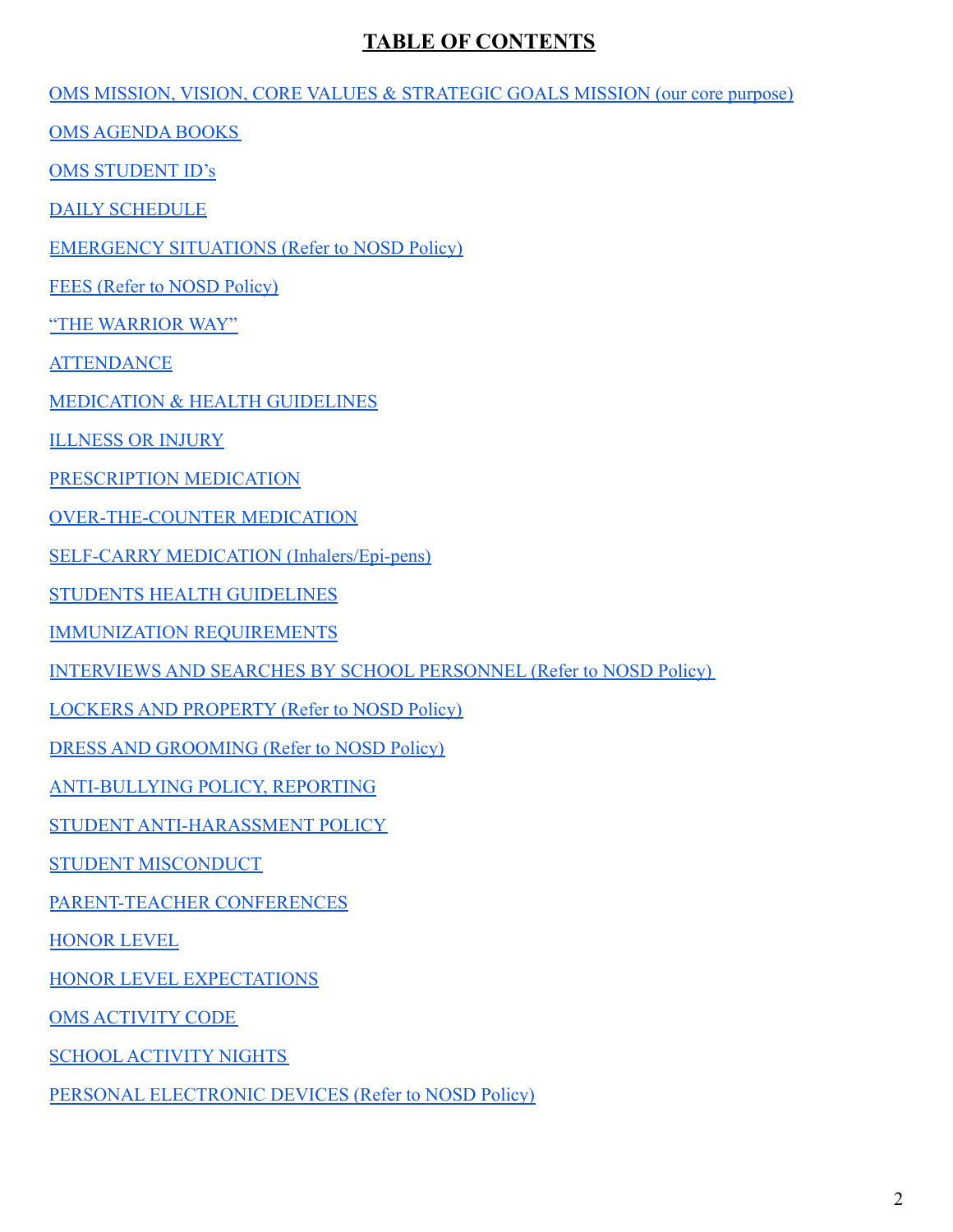# TABLE OF CONTENTS

OMS MISSION, VISION, CORE VALUES & STRATEGIC GOALS MISSION (our core purpose)

OMS AGENDA BOOKS

OMS STUDENT ID's

DAILY SCHEDULE

EMERGENCY SITUATIONS (Refer to NOSD Policy)

FEES (Refer to NOSD Policy)

"THE WARRIOR WAY"

ATTENDANCE

MEDICATION & HEALTH GUIDELINES

ILLNESS OR INJURY

PRESCRIPTION MEDICATION

OVER-THE-COUNTER MEDICATION

SELF-CARRY MEDICATION (Inhalers/Epi-pens)

STUDENTS HEALTH GUIDELINES

IMMUNIZATION REQUIREMENTS

INTERVIEWS AND SEARCHES BY SCHOOL PERSONNEL (Refer to NOSD Policy)

LOCKERS AND PROPERTY (Refer to NOSD Policy)

DRESS AND GROOMING (Refer to NOSD Policy)

ANTI-BULLYING POLICY, REPORTING

STUDENT ANTI-HARASSMENT POLICY

STUDENT MISCONDUCT

PARENT-TEACHER CONFERENCES

HONOR LEVEL

HONOR LEVEL EXPECTATIONS

OMS ACTIVITY CODE

SCHOOL ACTIVITY NIGHTS

PERSONAL ELECTRONIC DEVICES (Refer to NOSD Policy)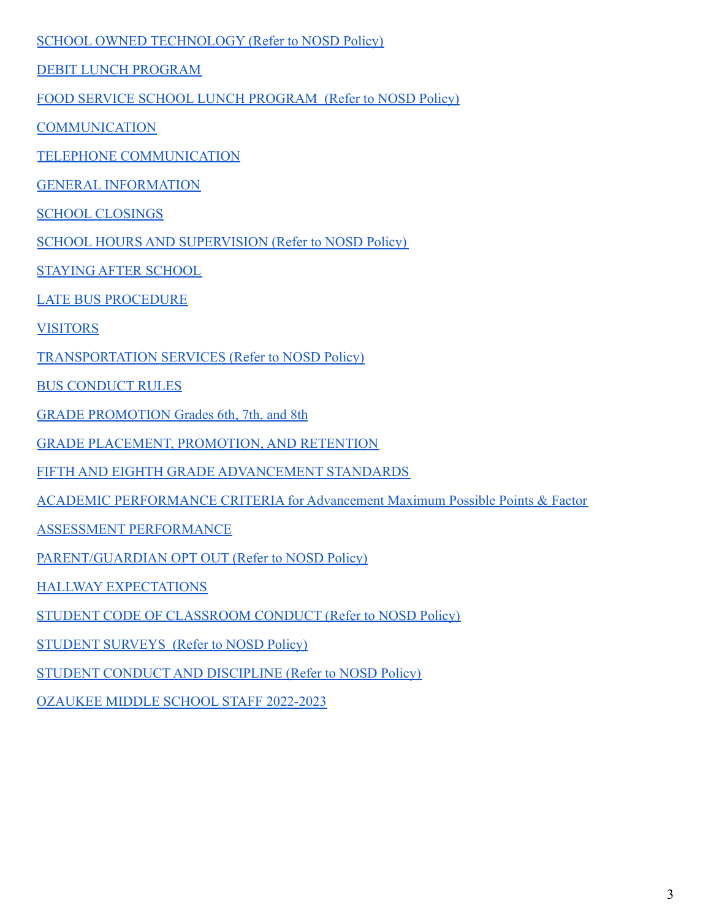SCHOOL OWNED TECHNOLOGY (Refer to NOSD Policy)

DEBIT LUNCH PROGRAM

FOOD SERVICE SCHOOL LUNCH PROGRAM  (Refer to NOSD Policy)

COMMUNICATION

TELEPHONE COMMUNICATION

GENERAL INFORMATION

SCHOOL CLOSINGS

SCHOOL HOURS AND SUPERVISION (Refer to NOSD Policy)

STAYING AFTER SCHOOL

LATE BUS PROCEDURE

VISITORS

TRANSPORTATION SERVICES (Refer to NOSD Policy)

BUS CONDUCT RULES

GRADE PROMOTION Grades 6th, 7th, and 8th

GRADE PLACEMENT, PROMOTION, AND RETENTION

FIFTH AND EIGHTH GRADE ADVANCEMENT STANDARDS

ACADEMIC PERFORMANCE CRITERIA for Advancement Maximum Possible Points & Factor

ASSESSMENT PERFORMANCE

PARENT/GUARDIAN OPT OUT (Refer to NOSD Policy)

HALLWAY EXPECTATIONS

STUDENT CODE OF CLASSROOM CONDUCT (Refer to NOSD Policy)

STUDENT SURVEYS  (Refer to NOSD Policy)

STUDENT CONDUCT AND DISCIPLINE (Refer to NOSD Policy)

OZAUKEE MIDDLE SCHOOL STAFF 2022-2023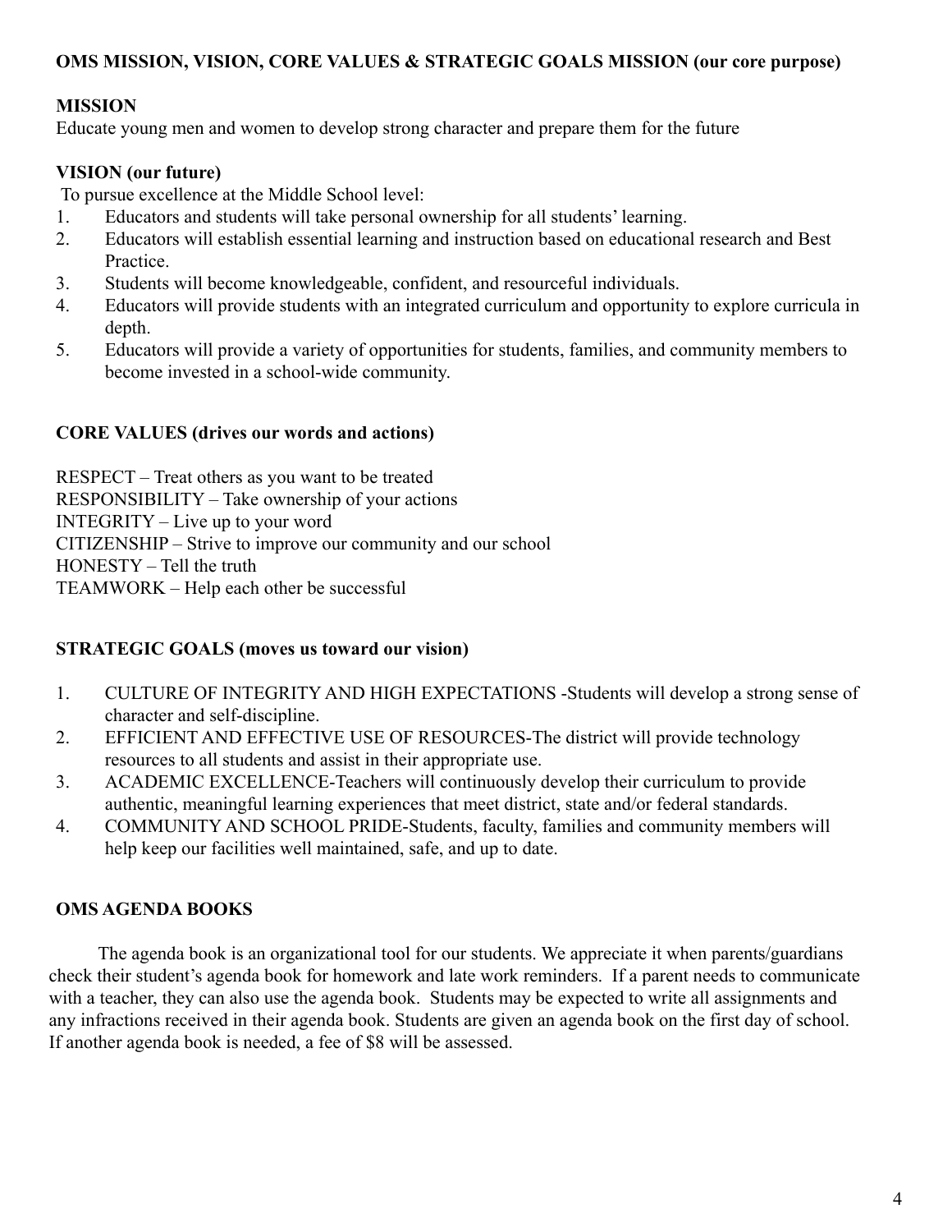**OMS MISSION, VISION, CORE VALUES & STRATEGIC GOALS MISSION (our core purpose)**

## MISSION

Educate young men and women to develop strong character and prepare them for the future

## VISION (our future)

To pursue excellence at the Middle School level:

1. Educators and students will take personal ownership for all students' learning.
2. Educators will establish essential learning and instruction based on educational research and Best Practice.
3. Students will become knowledgeable, confident, and resourceful individuals.
4. Educators will provide students with an integrated curriculum and opportunity to explore curricula in depth.
5. Educators will provide a variety of opportunities for students, families, and community members to become invested in a school-wide community.

## CORE VALUES (drives our words and actions)

RESPECT – Treat others as you want to be treated
RESPONSIBILITY – Take ownership of your actions
INTEGRITY – Live up to your word
CITIZENSHIP – Strive to improve our community and our school
HONESTY – Tell the truth
TEAMWORK – Help each other be successful

## STRATEGIC GOALS (moves us toward our vision)

1. CULTURE OF INTEGRITY AND HIGH EXPECTATIONS -Students will develop a strong sense of character and self-discipline.
2. EFFICIENT AND EFFECTIVE USE OF RESOURCES-The district will provide technology resources to all students and assist in their appropriate use.
3. ACADEMIC EXCELLENCE-Teachers will continuously develop their curriculum to provide authentic, meaningful learning experiences that meet district, state and/or federal standards.
4. COMMUNITY AND SCHOOL PRIDE-Students, faculty, families and community members will help keep our facilities well maintained, safe, and up to date.

## OMS AGENDA BOOKS

The agenda book is an organizational tool for our students. We appreciate it when parents/guardians check their student's agenda book for homework and late work reminders. If a parent needs to communicate with a teacher, they can also use the agenda book. Students may be expected to write all assignments and any infractions received in their agenda book. Students are given an agenda book on the first day of school. If another agenda book is needed, a fee of $8 will be assessed.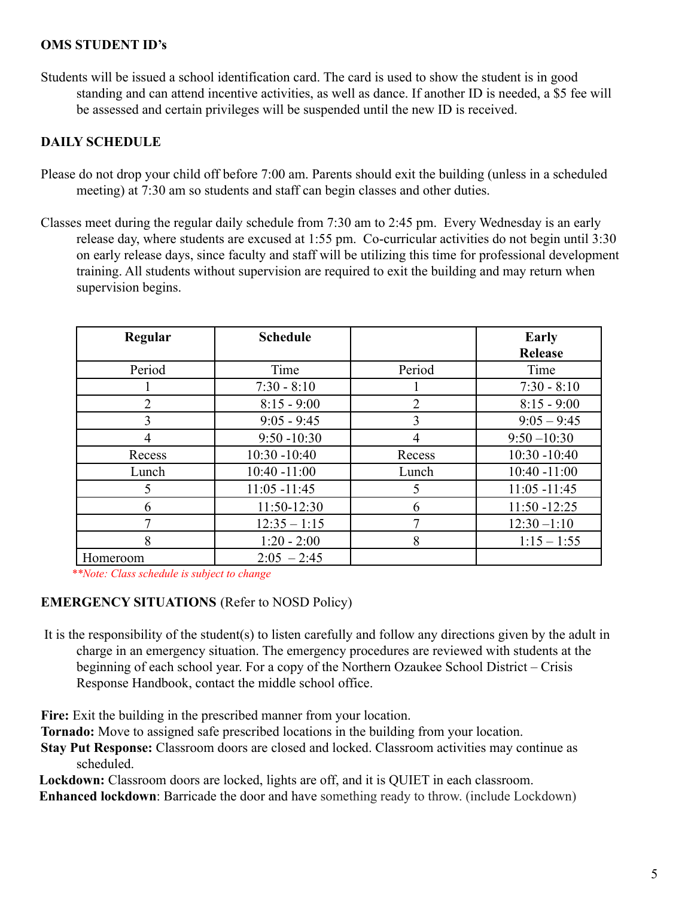**OMS STUDENT ID's**

Students will be issued a school identification card. The card is used to show the student is in good standing and can attend incentive activities, as well as dance. If another ID is needed, a $5 fee will be assessed and certain privileges will be suspended until the new ID is received.

**DAILY SCHEDULE**

Please do not drop your child off before 7:00 am. Parents should exit the building (unless in a scheduled meeting) at 7:30 am so students and staff can begin classes and other duties.

Classes meet during the regular daily schedule from 7:30 am to 2:45 pm. Every Wednesday is an early release day, where students are excused at 1:55 pm. Co-curricular activities do not begin until 3:30 on early release days, since faculty and staff will be utilizing this time for professional development training. All students without supervision are required to exit the building and may return when supervision begins.

| **Regular** | **Schedule** | | **Early Release** |
|---|---|---|---|
| Period | Time | Period | Time |
| 1 | 7:30 - 8:10 | 1 | 7:30 - 8:10 |
| 2 | 8:15 - 9:00 | 2 | 8:15 - 9:00 |
| 3 | 9:05 - 9:45 | 3 | 9:05 – 9:45 |
| 4 | 9:50 -10:30 | 4 | 9:50 –10:30 |
| Recess | 10:30 -10:40 | Recess | 10:30 -10:40 |
| Lunch | 10:40 -11:00 | Lunch | 10:40 -11:00 |
| 5 | 11:05 -11:45 | 5 | 11:05 -11:45 |
| 6 | 11:50-12:30 | 6 | 11:50 -12:25 |
| 7 | 12:35 – 1:15 | 7 | 12:30 –1:10 |
| 8 | 1:20 - 2:00 | 8 | 1:15 – 1:55 |
| Homeroom | 2:05 – 2:45 | | |

*\*\*Note: Class schedule is subject to change*

**EMERGENCY SITUATIONS** (Refer to NOSD Policy)

It is the responsibility of the student(s) to listen carefully and follow any directions given by the adult in charge in an emergency situation. The emergency procedures are reviewed with students at the beginning of each school year. For a copy of the Northern Ozaukee School District – Crisis Response Handbook, contact the middle school office.

**Fire:** Exit the building in the prescribed manner from your location.
**Tornado:** Move to assigned safe prescribed locations in the building from your location.
**Stay Put Response:** Classroom doors are closed and locked. Classroom activities may continue as scheduled.
**Lockdown:** Classroom doors are locked, lights are off, and it is QUIET in each classroom.
**Enhanced lockdown**: Barricade the door and have something ready to throw. (include Lockdown)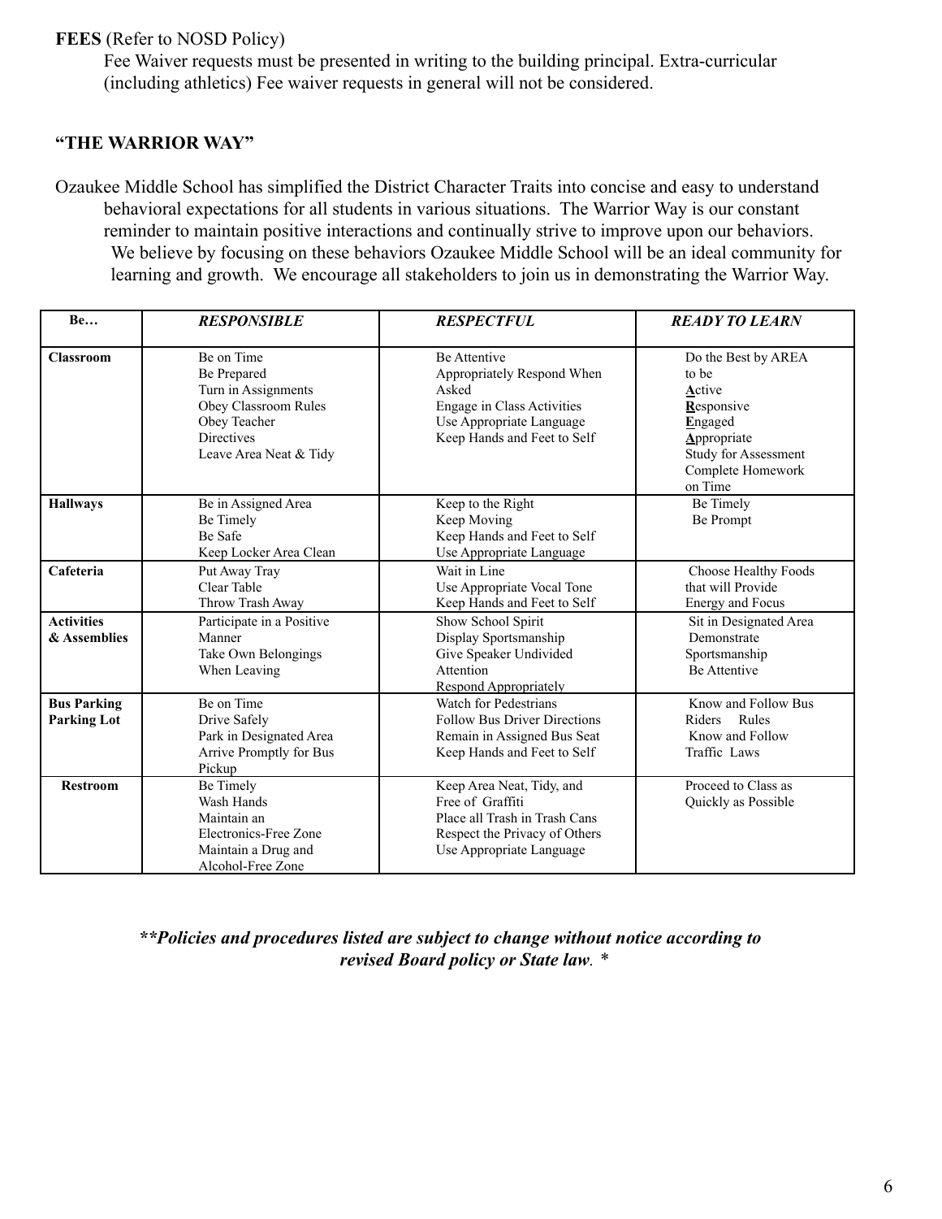**FEES** (Refer to NOSD Policy)

Fee Waiver requests must be presented in writing to the building principal. Extra-curricular (including athletics) Fee waiver requests in general will not be considered.

## **"THE WARRIOR WAY"**

Ozaukee Middle School has simplified the District Character Traits into concise and easy to understand behavioral expectations for all students in various situations. The Warrior Way is our constant reminder to maintain positive interactions and continually strive to improve upon our behaviors. We believe by focusing on these behaviors Ozaukee Middle School will be an ideal community for learning and growth. We encourage all stakeholders to join us in demonstrating the Warrior Way.

| **Be…** | ***RESPONSIBLE*** | ***RESPECTFUL*** | ***READY TO LEARN*** |
|---|---|---|---|
| **Classroom** | Be on Time<br>Be Prepared<br>Turn in Assignments<br>Obey Classroom Rules<br>Obey Teacher Directives<br>Leave Area Neat & Tidy | Be Attentive<br>Appropriately Respond When Asked<br>Engage in Class Activities<br>Use Appropriate Language<br>Keep Hands and Feet to Self | Do the Best by AREA to be<br>**A**ctive<br>**R**esponsive<br>**E**ngaged<br>**A**ppropriate<br>Study for Assessment<br>Complete Homework on Time |
| **Hallways** | Be in Assigned Area<br>Be Timely<br>Be Safe<br>Keep Locker Area Clean | Keep to the Right<br>Keep Moving<br>Keep Hands and Feet to Self<br>Use Appropriate Language | Be Timely<br>Be Prompt |
| **Cafeteria** | Put Away Tray<br>Clear Table<br>Throw Trash Away | Wait in Line<br>Use Appropriate Vocal Tone<br>Keep Hands and Feet to Self | Choose Healthy Foods that will Provide Energy and Focus |
| **Activities & Assemblies** | Participate in a Positive Manner<br>Take Own Belongings When Leaving | Show School Spirit<br>Display Sportsmanship<br>Give Speaker Undivided Attention<br>Respond Appropriately | Sit in Designated Area<br>Demonstrate Sportsmanship<br>Be Attentive |
| **Bus Parking Parking Lot** | Be on Time<br>Drive Safely<br>Park in Designated Area<br>Arrive Promptly for Bus Pickup | Watch for Pedestrians<br>Follow Bus Driver Directions<br>Remain in Assigned Bus Seat<br>Keep Hands and Feet to Self | Know and Follow Bus Riders Rules<br>Know and Follow Traffic Laws |
| **Restroom** | Be Timely<br>Wash Hands<br>Maintain an Electronics-Free Zone<br>Maintain a Drug and Alcohol-Free Zone | Keep Area Neat, Tidy, and Free of Graffiti<br>Place all Trash in Trash Cans<br>Respect the Privacy of Others<br>Use Appropriate Language | Proceed to Class as Quickly as Possible |

***\*\*Policies and procedures listed are subject to change without notice according to revised Board policy or State law. \****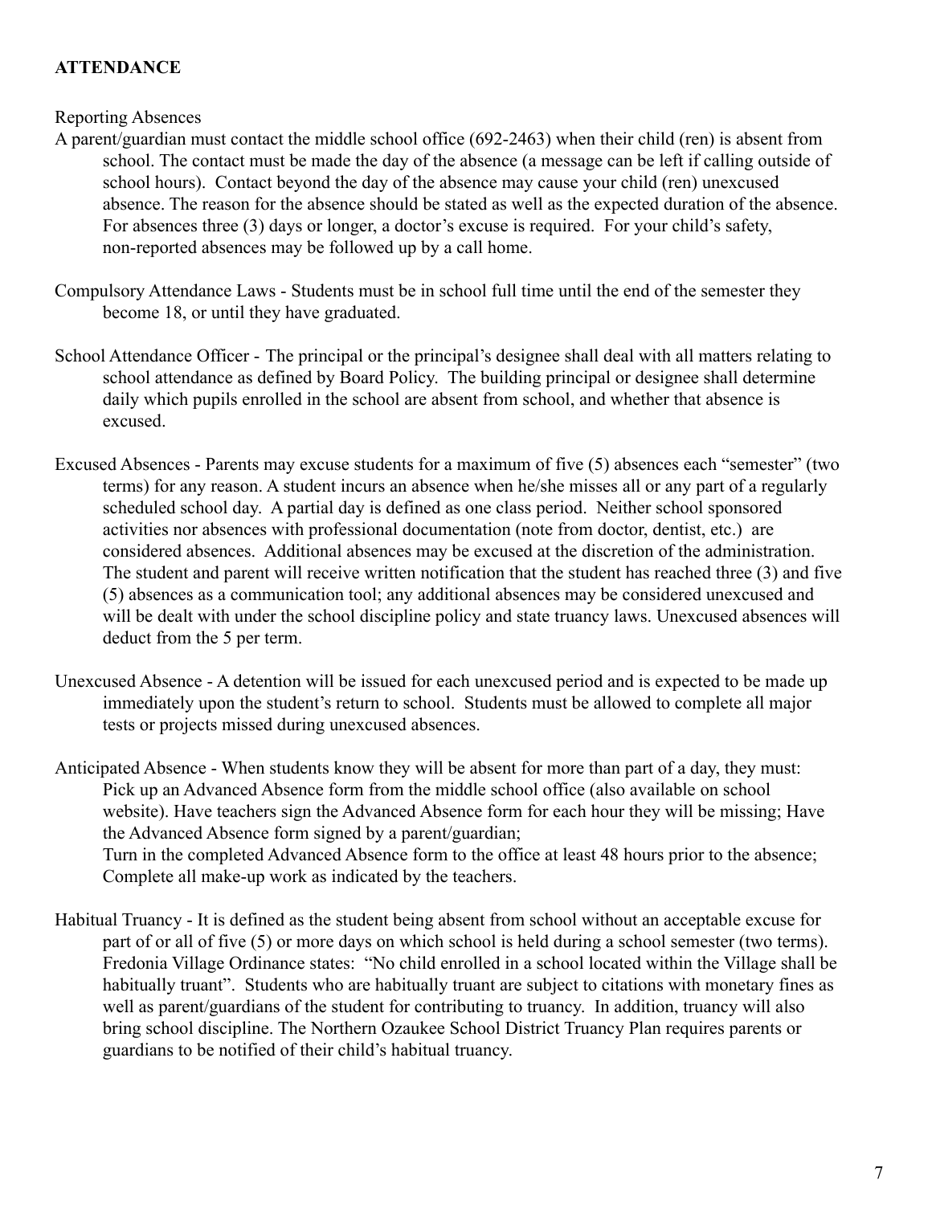## ATTENDANCE

Reporting Absences

A parent/guardian must contact the middle school office (692-2463) when their child (ren) is absent from school. The contact must be made the day of the absence (a message can be left if calling outside of school hours). Contact beyond the day of the absence may cause your child (ren) unexcused absence. The reason for the absence should be stated as well as the expected duration of the absence. For absences three (3) days or longer, a doctor's excuse is required. For your child's safety, non-reported absences may be followed up by a call home.

Compulsory Attendance Laws - Students must be in school full time until the end of the semester they become 18, or until they have graduated.

School Attendance Officer - The principal or the principal's designee shall deal with all matters relating to school attendance as defined by Board Policy. The building principal or designee shall determine daily which pupils enrolled in the school are absent from school, and whether that absence is excused.

Excused Absences - Parents may excuse students for a maximum of five (5) absences each "semester" (two terms) for any reason. A student incurs an absence when he/she misses all or any part of a regularly scheduled school day. A partial day is defined as one class period. Neither school sponsored activities nor absences with professional documentation (note from doctor, dentist, etc.) are considered absences. Additional absences may be excused at the discretion of the administration. The student and parent will receive written notification that the student has reached three (3) and five (5) absences as a communication tool; any additional absences may be considered unexcused and will be dealt with under the school discipline policy and state truancy laws. Unexcused absences will deduct from the 5 per term.

Unexcused Absence - A detention will be issued for each unexcused period and is expected to be made up immediately upon the student's return to school. Students must be allowed to complete all major tests or projects missed during unexcused absences.

Anticipated Absence - When students know they will be absent for more than part of a day, they must: Pick up an Advanced Absence form from the middle school office (also available on school website). Have teachers sign the Advanced Absence form for each hour they will be missing; Have the Advanced Absence form signed by a parent/guardian;
Turn in the completed Advanced Absence form to the office at least 48 hours prior to the absence; Complete all make-up work as indicated by the teachers.

Habitual Truancy - It is defined as the student being absent from school without an acceptable excuse for part of or all of five (5) or more days on which school is held during a school semester (two terms). Fredonia Village Ordinance states: "No child enrolled in a school located within the Village shall be habitually truant". Students who are habitually truant are subject to citations with monetary fines as well as parent/guardians of the student for contributing to truancy. In addition, truancy will also bring school discipline. The Northern Ozaukee School District Truancy Plan requires parents or guardians to be notified of their child's habitual truancy.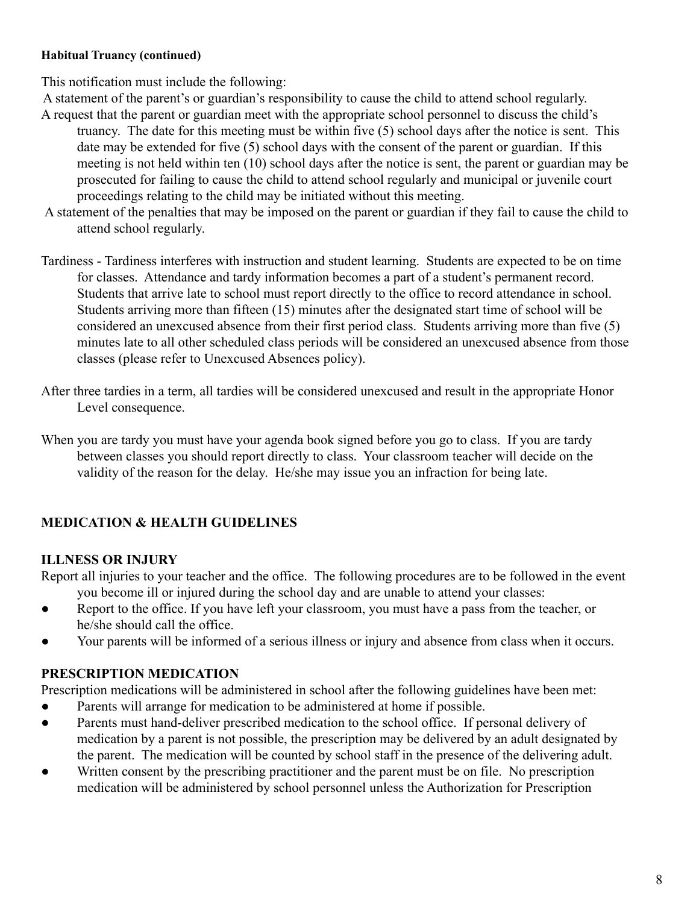**Habitual Truancy (continued)**

This notification must include the following:

A statement of the parent's or guardian's responsibility to cause the child to attend school regularly.

A request that the parent or guardian meet with the appropriate school personnel to discuss the child's truancy. The date for this meeting must be within five (5) school days after the notice is sent. This date may be extended for five (5) school days with the consent of the parent or guardian. If this meeting is not held within ten (10) school days after the notice is sent, the parent or guardian may be prosecuted for failing to cause the child to attend school regularly and municipal or juvenile court proceedings relating to the child may be initiated without this meeting.

A statement of the penalties that may be imposed on the parent or guardian if they fail to cause the child to attend school regularly.

Tardiness - Tardiness interferes with instruction and student learning. Students are expected to be on time for classes. Attendance and tardy information becomes a part of a student's permanent record. Students that arrive late to school must report directly to the office to record attendance in school. Students arriving more than fifteen (15) minutes after the designated start time of school will be considered an unexcused absence from their first period class. Students arriving more than five (5) minutes late to all other scheduled class periods will be considered an unexcused absence from those classes (please refer to Unexcused Absences policy).

After three tardies in a term, all tardies will be considered unexcused and result in the appropriate Honor Level consequence.

When you are tardy you must have your agenda book signed before you go to class. If you are tardy between classes you should report directly to class. Your classroom teacher will decide on the validity of the reason for the delay. He/she may issue you an infraction for being late.

## MEDICATION & HEALTH GUIDELINES

### ILLNESS OR INJURY

Report all injuries to your teacher and the office. The following procedures are to be followed in the event you become ill or injured during the school day and are unable to attend your classes:

- Report to the office. If you have left your classroom, you must have a pass from the teacher, or he/she should call the office.
- Your parents will be informed of a serious illness or injury and absence from class when it occurs.

### PRESCRIPTION MEDICATION

Prescription medications will be administered in school after the following guidelines have been met:

- Parents will arrange for medication to be administered at home if possible.
- Parents must hand-deliver prescribed medication to the school office. If personal delivery of medication by a parent is not possible, the prescription may be delivered by an adult designated by the parent. The medication will be counted by school staff in the presence of the delivering adult.
- Written consent by the prescribing practitioner and the parent must be on file. No prescription medication will be administered by school personnel unless the Authorization for Prescription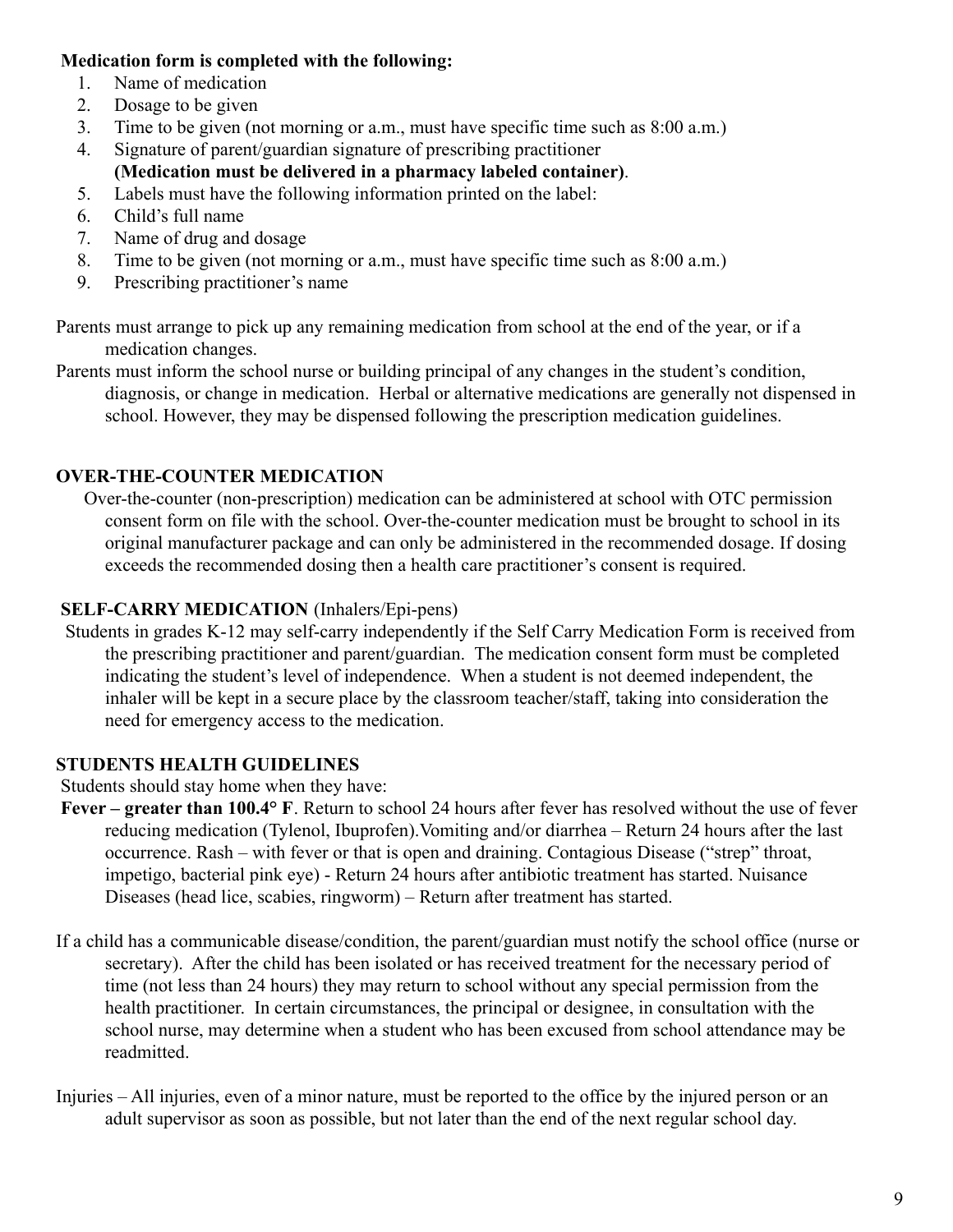**Medication form is completed with the following:**

1. Name of medication
2. Dosage to be given
3. Time to be given (not morning or a.m., must have specific time such as 8:00 a.m.)
4. Signature of parent/guardian signature of prescribing practitioner **(Medication must be delivered in a pharmacy labeled container)**.
5. Labels must have the following information printed on the label:
6. Child's full name
7. Name of drug and dosage
8. Time to be given (not morning or a.m., must have specific time such as 8:00 a.m.)
9. Prescribing practitioner's name

Parents must arrange to pick up any remaining medication from school at the end of the year, or if a medication changes.

Parents must inform the school nurse or building principal of any changes in the student's condition, diagnosis, or change in medication. Herbal or alternative medications are generally not dispensed in school. However, they may be dispensed following the prescription medication guidelines.

## OVER-THE-COUNTER MEDICATION

Over-the-counter (non-prescription) medication can be administered at school with OTC permission consent form on file with the school. Over-the-counter medication must be brought to school in its original manufacturer package and can only be administered in the recommended dosage. If dosing exceeds the recommended dosing then a health care practitioner's consent is required.

## SELF-CARRY MEDICATION (Inhalers/Epi-pens)

Students in grades K-12 may self-carry independently if the Self Carry Medication Form is received from the prescribing practitioner and parent/guardian. The medication consent form must be completed indicating the student's level of independence. When a student is not deemed independent, the inhaler will be kept in a secure place by the classroom teacher/staff, taking into consideration the need for emergency access to the medication.

## STUDENTS HEALTH GUIDELINES

Students should stay home when they have:

**Fever – greater than 100.4° F**. Return to school 24 hours after fever has resolved without the use of fever reducing medication (Tylenol, Ibuprofen).Vomiting and/or diarrhea – Return 24 hours after the last occurrence. Rash – with fever or that is open and draining. Contagious Disease ("strep" throat, impetigo, bacterial pink eye) - Return 24 hours after antibiotic treatment has started. Nuisance Diseases (head lice, scabies, ringworm) – Return after treatment has started.

If a child has a communicable disease/condition, the parent/guardian must notify the school office (nurse or secretary). After the child has been isolated or has received treatment for the necessary period of time (not less than 24 hours) they may return to school without any special permission from the health practitioner. In certain circumstances, the principal or designee, in consultation with the school nurse, may determine when a student who has been excused from school attendance may be readmitted.

Injuries – All injuries, even of a minor nature, must be reported to the office by the injured person or an adult supervisor as soon as possible, but not later than the end of the next regular school day.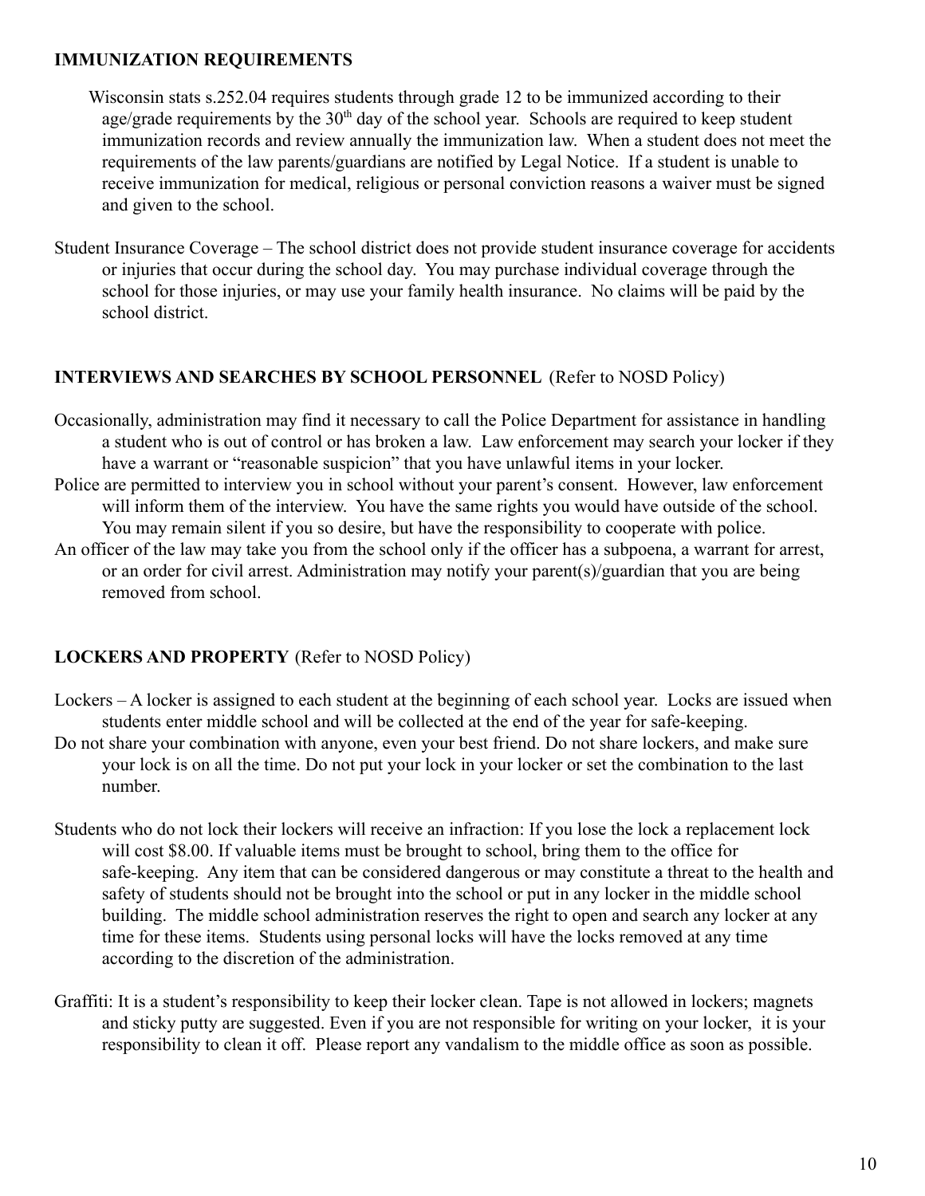**IMMUNIZATION REQUIREMENTS**

Wisconsin stats s.252.04 requires students through grade 12 to be immunized according to their age/grade requirements by the 30th day of the school year. Schools are required to keep student immunization records and review annually the immunization law. When a student does not meet the requirements of the law parents/guardians are notified by Legal Notice. If a student is unable to receive immunization for medical, religious or personal conviction reasons a waiver must be signed and given to the school.

Student Insurance Coverage – The school district does not provide student insurance coverage for accidents or injuries that occur during the school day. You may purchase individual coverage through the school for those injuries, or may use your family health insurance. No claims will be paid by the school district.

**INTERVIEWS AND SEARCHES BY SCHOOL PERSONNEL** (Refer to NOSD Policy)

Occasionally, administration may find it necessary to call the Police Department for assistance in handling a student who is out of control or has broken a law. Law enforcement may search your locker if they have a warrant or "reasonable suspicion" that you have unlawful items in your locker.

Police are permitted to interview you in school without your parent's consent. However, law enforcement will inform them of the interview. You have the same rights you would have outside of the school. You may remain silent if you so desire, but have the responsibility to cooperate with police.

An officer of the law may take you from the school only if the officer has a subpoena, a warrant for arrest, or an order for civil arrest. Administration may notify your parent(s)/guardian that you are being removed from school.

**LOCKERS AND PROPERTY** (Refer to NOSD Policy)

Lockers – A locker is assigned to each student at the beginning of each school year. Locks are issued when students enter middle school and will be collected at the end of the year for safe-keeping.

Do not share your combination with anyone, even your best friend. Do not share lockers, and make sure your lock is on all the time. Do not put your lock in your locker or set the combination to the last number.

Students who do not lock their lockers will receive an infraction: If you lose the lock a replacement lock will cost $8.00. If valuable items must be brought to school, bring them to the office for safe-keeping. Any item that can be considered dangerous or may constitute a threat to the health and safety of students should not be brought into the school or put in any locker in the middle school building. The middle school administration reserves the right to open and search any locker at any time for these items. Students using personal locks will have the locks removed at any time according to the discretion of the administration.

Graffiti: It is a student's responsibility to keep their locker clean. Tape is not allowed in lockers; magnets and sticky putty are suggested. Even if you are not responsible for writing on your locker, it is your responsibility to clean it off. Please report any vandalism to the middle office as soon as possible.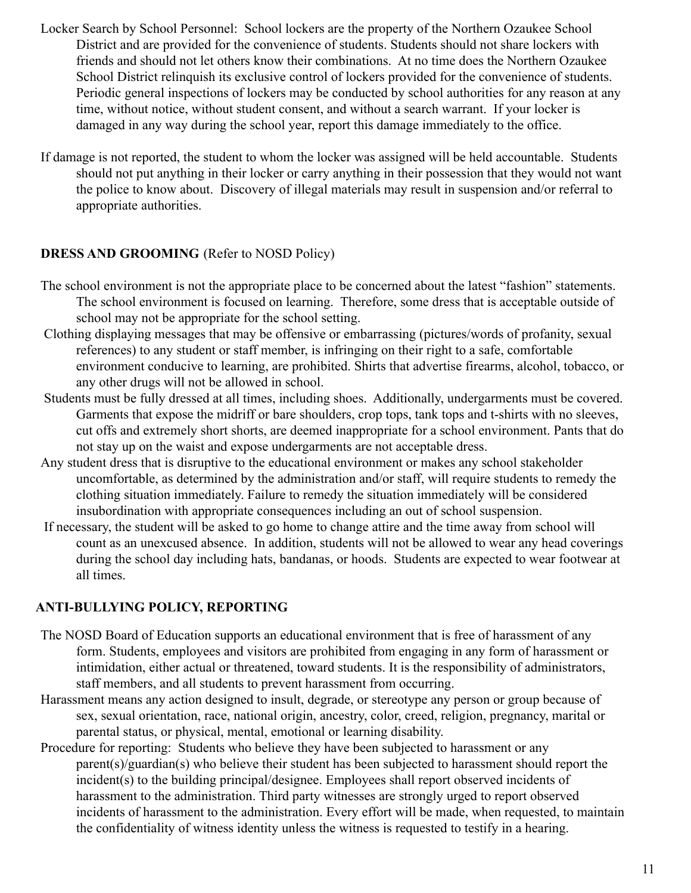Locker Search by School Personnel: School lockers are the property of the Northern Ozaukee School District and are provided for the convenience of students. Students should not share lockers with friends and should not let others know their combinations. At no time does the Northern Ozaukee School District relinquish its exclusive control of lockers provided for the convenience of students. Periodic general inspections of lockers may be conducted by school authorities for any reason at any time, without notice, without student consent, and without a search warrant. If your locker is damaged in any way during the school year, report this damage immediately to the office.

If damage is not reported, the student to whom the locker was assigned will be held accountable. Students should not put anything in their locker or carry anything in their possession that they would not want the police to know about. Discovery of illegal materials may result in suspension and/or referral to appropriate authorities.

## DRESS AND GROOMING (Refer to NOSD Policy)

The school environment is not the appropriate place to be concerned about the latest "fashion" statements. The school environment is focused on learning. Therefore, some dress that is acceptable outside of school may not be appropriate for the school setting.

Clothing displaying messages that may be offensive or embarrassing (pictures/words of profanity, sexual references) to any student or staff member, is infringing on their right to a safe, comfortable environment conducive to learning, are prohibited. Shirts that advertise firearms, alcohol, tobacco, or any other drugs will not be allowed in school.

Students must be fully dressed at all times, including shoes. Additionally, undergarments must be covered. Garments that expose the midriff or bare shoulders, crop tops, tank tops and t-shirts with no sleeves, cut offs and extremely short shorts, are deemed inappropriate for a school environment. Pants that do not stay up on the waist and expose undergarments are not acceptable dress.

Any student dress that is disruptive to the educational environment or makes any school stakeholder uncomfortable, as determined by the administration and/or staff, will require students to remedy the clothing situation immediately. Failure to remedy the situation immediately will be considered insubordination with appropriate consequences including an out of school suspension.

If necessary, the student will be asked to go home to change attire and the time away from school will count as an unexcused absence. In addition, students will not be allowed to wear any head coverings during the school day including hats, bandanas, or hoods. Students are expected to wear footwear at all times.

## ANTI-BULLYING POLICY, REPORTING

The NOSD Board of Education supports an educational environment that is free of harassment of any form. Students, employees and visitors are prohibited from engaging in any form of harassment or intimidation, either actual or threatened, toward students. It is the responsibility of administrators, staff members, and all students to prevent harassment from occurring.

Harassment means any action designed to insult, degrade, or stereotype any person or group because of sex, sexual orientation, race, national origin, ancestry, color, creed, religion, pregnancy, marital or parental status, or physical, mental, emotional or learning disability.

Procedure for reporting: Students who believe they have been subjected to harassment or any parent(s)/guardian(s) who believe their student has been subjected to harassment should report the incident(s) to the building principal/designee. Employees shall report observed incidents of harassment to the administration. Third party witnesses are strongly urged to report observed incidents of harassment to the administration. Every effort will be made, when requested, to maintain the confidentiality of witness identity unless the witness is requested to testify in a hearing.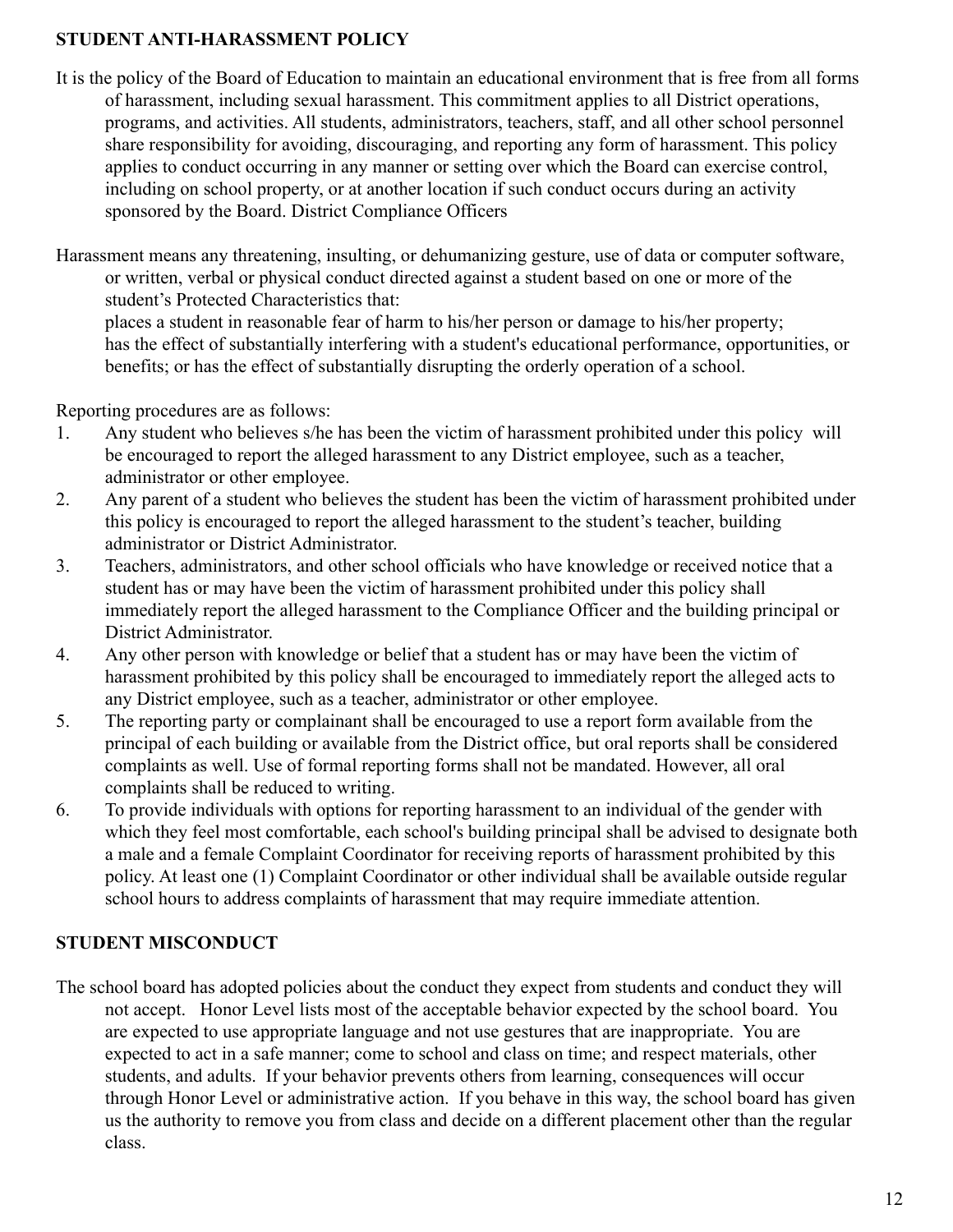## STUDENT ANTI-HARASSMENT POLICY

It is the policy of the Board of Education to maintain an educational environment that is free from all forms of harassment, including sexual harassment. This commitment applies to all District operations, programs, and activities. All students, administrators, teachers, staff, and all other school personnel share responsibility for avoiding, discouraging, and reporting any form of harassment. This policy applies to conduct occurring in any manner or setting over which the Board can exercise control, including on school property, or at another location if such conduct occurs during an activity sponsored by the Board. District Compliance Officers

Harassment means any threatening, insulting, or dehumanizing gesture, use of data or computer software, or written, verbal or physical conduct directed against a student based on one or more of the student's Protected Characteristics that:
places a student in reasonable fear of harm to his/her person or damage to his/her property;
has the effect of substantially interfering with a student's educational performance, opportunities, or benefits; or has the effect of substantially disrupting the orderly operation of a school.

Reporting procedures are as follows:

1. Any student who believes s/he has been the victim of harassment prohibited under this policy will be encouraged to report the alleged harassment to any District employee, such as a teacher, administrator or other employee.
2. Any parent of a student who believes the student has been the victim of harassment prohibited under this policy is encouraged to report the alleged harassment to the student's teacher, building administrator or District Administrator.
3. Teachers, administrators, and other school officials who have knowledge or received notice that a student has or may have been the victim of harassment prohibited under this policy shall immediately report the alleged harassment to the Compliance Officer and the building principal or District Administrator.
4. Any other person with knowledge or belief that a student has or may have been the victim of harassment prohibited by this policy shall be encouraged to immediately report the alleged acts to any District employee, such as a teacher, administrator or other employee.
5. The reporting party or complainant shall be encouraged to use a report form available from the principal of each building or available from the District office, but oral reports shall be considered complaints as well. Use of formal reporting forms shall not be mandated. However, all oral complaints shall be reduced to writing.
6. To provide individuals with options for reporting harassment to an individual of the gender with which they feel most comfortable, each school's building principal shall be advised to designate both a male and a female Complaint Coordinator for receiving reports of harassment prohibited by this policy. At least one (1) Complaint Coordinator or other individual shall be available outside regular school hours to address complaints of harassment that may require immediate attention.

## STUDENT MISCONDUCT

The school board has adopted policies about the conduct they expect from students and conduct they will not accept. Honor Level lists most of the acceptable behavior expected by the school board. You are expected to use appropriate language and not use gestures that are inappropriate. You are expected to act in a safe manner; come to school and class on time; and respect materials, other students, and adults. If your behavior prevents others from learning, consequences will occur through Honor Level or administrative action. If you behave in this way, the school board has given us the authority to remove you from class and decide on a different placement other than the regular class.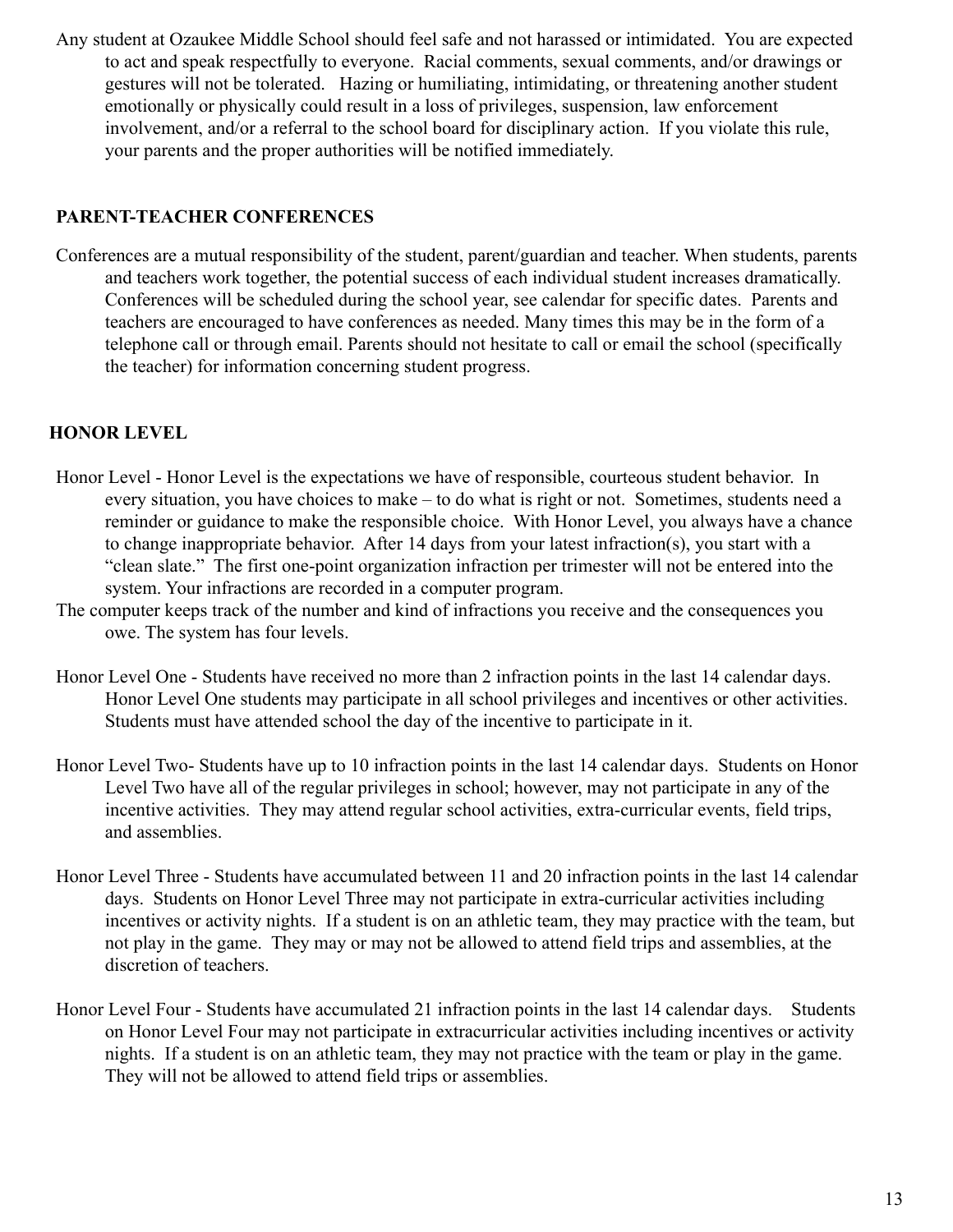Any student at Ozaukee Middle School should feel safe and not harassed or intimidated. You are expected to act and speak respectfully to everyone. Racial comments, sexual comments, and/or drawings or gestures will not be tolerated. Hazing or humiliating, intimidating, or threatening another student emotionally or physically could result in a loss of privileges, suspension, law enforcement involvement, and/or a referral to the school board for disciplinary action. If you violate this rule, your parents and the proper authorities will be notified immediately.

## PARENT-TEACHER CONFERENCES

Conferences are a mutual responsibility of the student, parent/guardian and teacher. When students, parents and teachers work together, the potential success of each individual student increases dramatically. Conferences will be scheduled during the school year, see calendar for specific dates. Parents and teachers are encouraged to have conferences as needed. Many times this may be in the form of a telephone call or through email. Parents should not hesitate to call or email the school (specifically the teacher) for information concerning student progress.

## HONOR LEVEL

Honor Level - Honor Level is the expectations we have of responsible, courteous student behavior. In every situation, you have choices to make – to do what is right or not. Sometimes, students need a reminder or guidance to make the responsible choice. With Honor Level, you always have a chance to change inappropriate behavior. After 14 days from your latest infraction(s), you start with a "clean slate." The first one-point organization infraction per trimester will not be entered into the system. Your infractions are recorded in a computer program.

The computer keeps track of the number and kind of infractions you receive and the consequences you owe. The system has four levels.

Honor Level One - Students have received no more than 2 infraction points in the last 14 calendar days. Honor Level One students may participate in all school privileges and incentives or other activities. Students must have attended school the day of the incentive to participate in it.

Honor Level Two- Students have up to 10 infraction points in the last 14 calendar days. Students on Honor Level Two have all of the regular privileges in school; however, may not participate in any of the incentive activities. They may attend regular school activities, extra-curricular events, field trips, and assemblies.

Honor Level Three - Students have accumulated between 11 and 20 infraction points in the last 14 calendar days. Students on Honor Level Three may not participate in extra-curricular activities including incentives or activity nights. If a student is on an athletic team, they may practice with the team, but not play in the game. They may or may not be allowed to attend field trips and assemblies, at the discretion of teachers.

Honor Level Four - Students have accumulated 21 infraction points in the last 14 calendar days. Students on Honor Level Four may not participate in extracurricular activities including incentives or activity nights. If a student is on an athletic team, they may not practice with the team or play in the game. They will not be allowed to attend field trips or assemblies.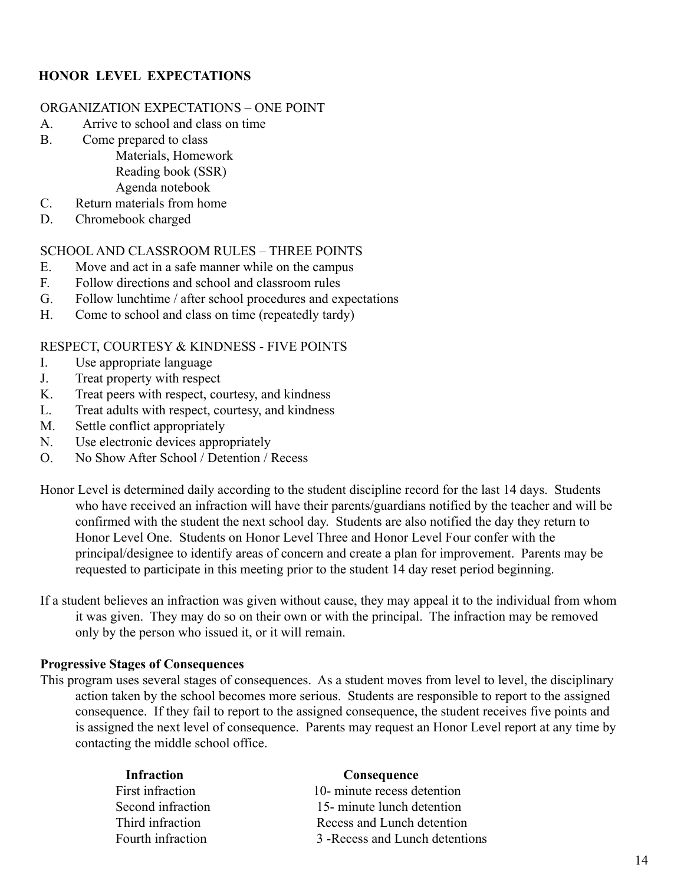## HONOR LEVEL EXPECTATIONS

ORGANIZATION EXPECTATIONS – ONE POINT

A. Arrive to school and class on time
B. Come prepared to class
   - Materials, Homework
   - Reading book (SSR)
   - Agenda notebook
C. Return materials from home
D. Chromebook charged

SCHOOL AND CLASSROOM RULES – THREE POINTS

E. Move and act in a safe manner while on the campus
F. Follow directions and school and classroom rules
G. Follow lunchtime / after school procedures and expectations
H. Come to school and class on time (repeatedly tardy)

RESPECT, COURTESY & KINDNESS - FIVE POINTS

I. Use appropriate language
J. Treat property with respect
K. Treat peers with respect, courtesy, and kindness
L. Treat adults with respect, courtesy, and kindness
M. Settle conflict appropriately
N. Use electronic devices appropriately
O. No Show After School / Detention / Recess

Honor Level is determined daily according to the student discipline record for the last 14 days. Students who have received an infraction will have their parents/guardians notified by the teacher and will be confirmed with the student the next school day. Students are also notified the day they return to Honor Level One. Students on Honor Level Three and Honor Level Four confer with the principal/designee to identify areas of concern and create a plan for improvement. Parents may be requested to participate in this meeting prior to the student 14 day reset period beginning.

If a student believes an infraction was given without cause, they may appeal it to the individual from whom it was given. They may do so on their own or with the principal. The infraction may be removed only by the person who issued it, or it will remain.

**Progressive Stages of Consequences**

This program uses several stages of consequences. As a student moves from level to level, the disciplinary action taken by the school becomes more serious. Students are responsible to report to the assigned consequence. If they fail to report to the assigned consequence, the student receives five points and is assigned the next level of consequence. Parents may request an Honor Level report at any time by contacting the middle school office.

| Infraction | Consequence |
| --- | --- |
| First infraction | 10- minute recess detention |
| Second infraction | 15- minute lunch detention |
| Third infraction | Recess and Lunch detention |
| Fourth infraction | 3 -Recess and Lunch detentions |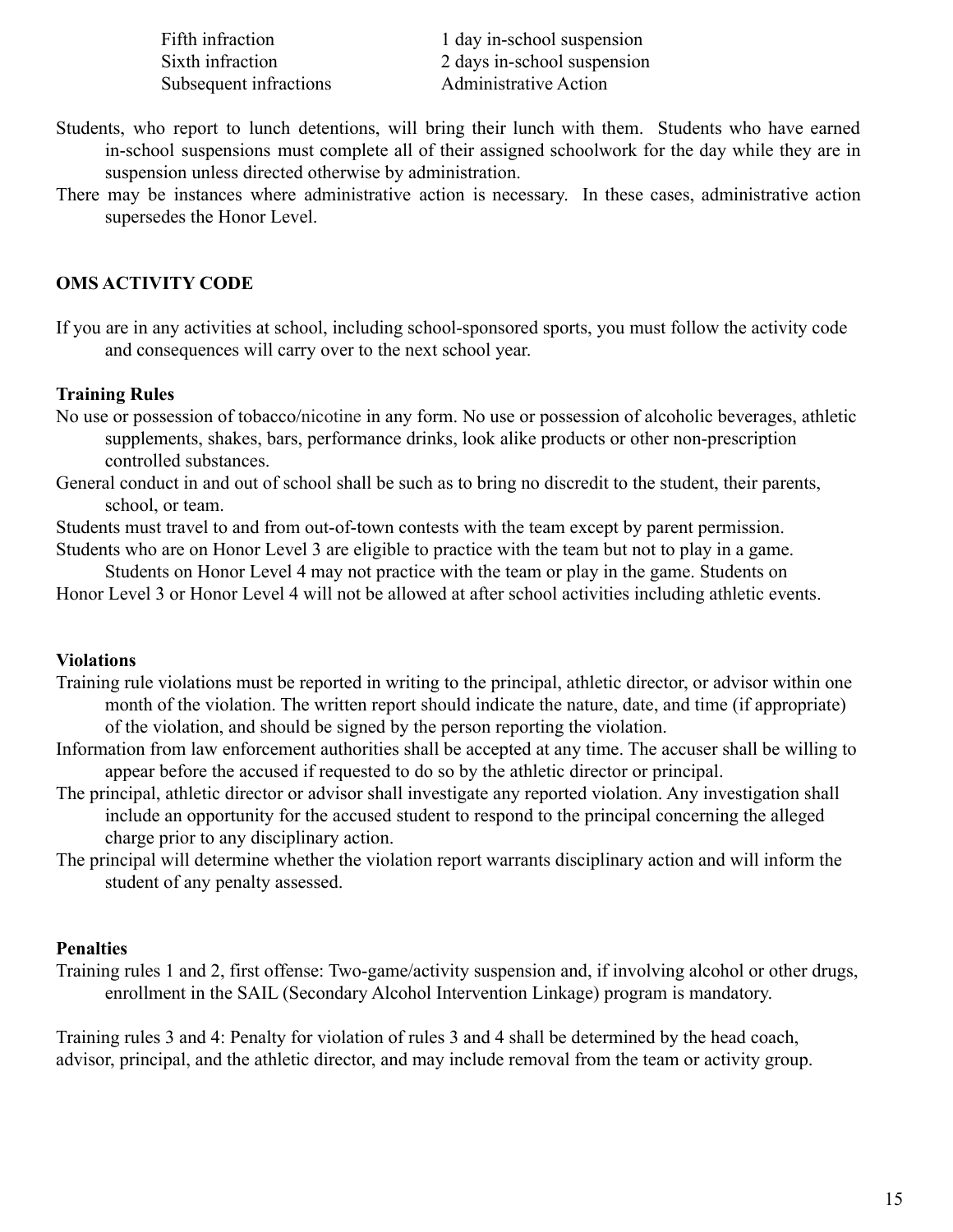| | |
|---|---|
| Fifth infraction | 1 day in-school suspension |
| Sixth infraction | 2 days in-school suspension |
| Subsequent infractions | Administrative Action |

Students, who report to lunch detentions, will bring their lunch with them. Students who have earned in-school suspensions must complete all of their assigned schoolwork for the day while they are in suspension unless directed otherwise by administration.

There may be instances where administrative action is necessary. In these cases, administrative action supersedes the Honor Level.

## OMS ACTIVITY CODE

If you are in any activities at school, including school-sponsored sports, you must follow the activity code and consequences will carry over to the next school year.

### Training Rules

No use or possession of tobacco/nicotine in any form. No use or possession of alcoholic beverages, athletic supplements, shakes, bars, performance drinks, look alike products or other non-prescription controlled substances.

General conduct in and out of school shall be such as to bring no discredit to the student, their parents, school, or team.

Students must travel to and from out-of-town contests with the team except by parent permission.

Students who are on Honor Level 3 are eligible to practice with the team but not to play in a game. Students on Honor Level 4 may not practice with the team or play in the game. Students on Honor Level 3 or Honor Level 4 will not be allowed at after school activities including athletic events.

### Violations

Training rule violations must be reported in writing to the principal, athletic director, or advisor within one month of the violation. The written report should indicate the nature, date, and time (if appropriate) of the violation, and should be signed by the person reporting the violation.

Information from law enforcement authorities shall be accepted at any time. The accuser shall be willing to appear before the accused if requested to do so by the athletic director or principal.

The principal, athletic director or advisor shall investigate any reported violation. Any investigation shall include an opportunity for the accused student to respond to the principal concerning the alleged charge prior to any disciplinary action.

The principal will determine whether the violation report warrants disciplinary action and will inform the student of any penalty assessed.

### Penalties

Training rules 1 and 2, first offense: Two-game/activity suspension and, if involving alcohol or other drugs, enrollment in the SAIL (Secondary Alcohol Intervention Linkage) program is mandatory.

Training rules 3 and 4: Penalty for violation of rules 3 and 4 shall be determined by the head coach, advisor, principal, and the athletic director, and may include removal from the team or activity group.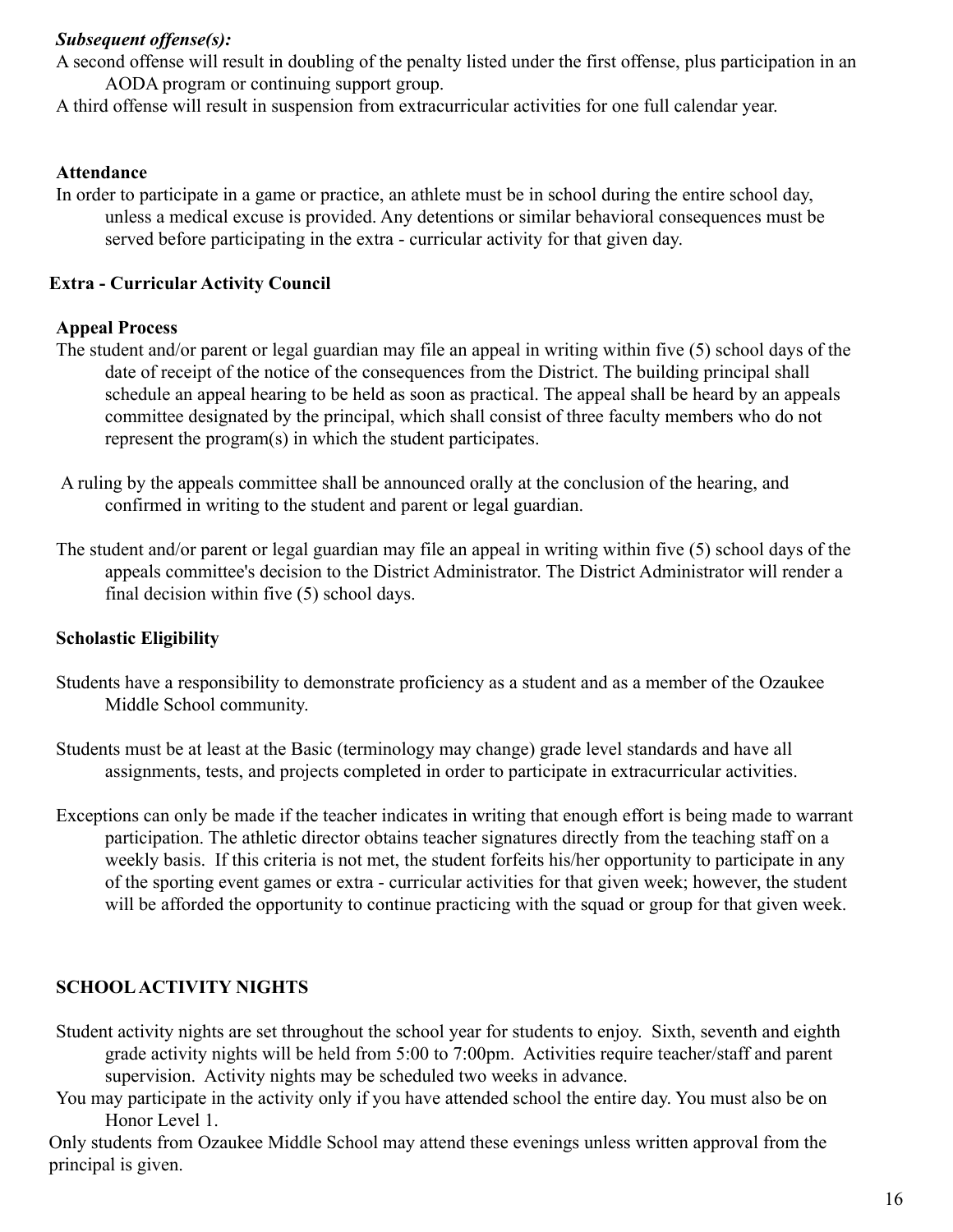***Subsequent offense(s):***

A second offense will result in doubling of the penalty listed under the first offense, plus participation in an AODA program or continuing support group.

A third offense will result in suspension from extracurricular activities for one full calendar year.

**Attendance**

In order to participate in a game or practice, an athlete must be in school during the entire school day, unless a medical excuse is provided. Any detentions or similar behavioral consequences must be served before participating in the extra - curricular activity for that given day.

**Extra - Curricular Activity Council**

**Appeal Process**

The student and/or parent or legal guardian may file an appeal in writing within five (5) school days of the date of receipt of the notice of the consequences from the District. The building principal shall schedule an appeal hearing to be held as soon as practical. The appeal shall be heard by an appeals committee designated by the principal, which shall consist of three faculty members who do not represent the program(s) in which the student participates.

A ruling by the appeals committee shall be announced orally at the conclusion of the hearing, and confirmed in writing to the student and parent or legal guardian.

The student and/or parent or legal guardian may file an appeal in writing within five (5) school days of the appeals committee's decision to the District Administrator. The District Administrator will render a final decision within five (5) school days.

**Scholastic Eligibility**

Students have a responsibility to demonstrate proficiency as a student and as a member of the Ozaukee Middle School community.

Students must be at least at the Basic (terminology may change) grade level standards and have all assignments, tests, and projects completed in order to participate in extracurricular activities.

Exceptions can only be made if the teacher indicates in writing that enough effort is being made to warrant participation. The athletic director obtains teacher signatures directly from the teaching staff on a weekly basis. If this criteria is not met, the student forfeits his/her opportunity to participate in any of the sporting event games or extra - curricular activities for that given week; however, the student will be afforded the opportunity to continue practicing with the squad or group for that given week.

## SCHOOL ACTIVITY NIGHTS

Student activity nights are set throughout the school year for students to enjoy. Sixth, seventh and eighth grade activity nights will be held from 5:00 to 7:00pm. Activities require teacher/staff and parent supervision. Activity nights may be scheduled two weeks in advance.

You may participate in the activity only if you have attended school the entire day. You must also be on Honor Level 1.

Only students from Ozaukee Middle School may attend these evenings unless written approval from the principal is given.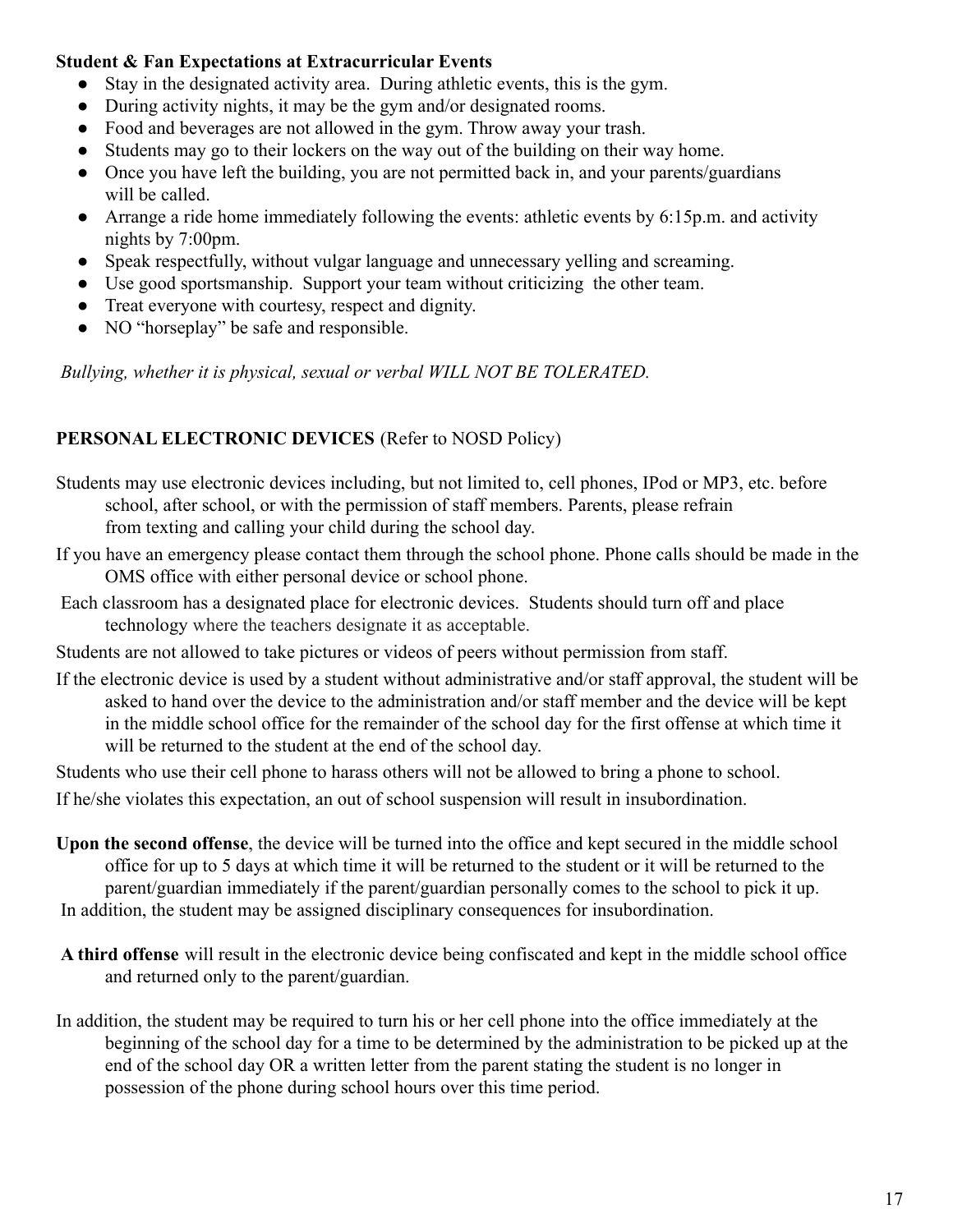**Student & Fan Expectations at Extracurricular Events**

- Stay in the designated activity area. During athletic events, this is the gym.
- During activity nights, it may be the gym and/or designated rooms.
- Food and beverages are not allowed in the gym. Throw away your trash.
- Students may go to their lockers on the way out of the building on their way home.
- Once you have left the building, you are not permitted back in, and your parents/guardians will be called.
- Arrange a ride home immediately following the events: athletic events by 6:15p.m. and activity nights by 7:00pm.
- Speak respectfully, without vulgar language and unnecessary yelling and screaming.
- Use good sportsmanship. Support your team without criticizing the other team.
- Treat everyone with courtesy, respect and dignity.
- NO "horseplay" be safe and responsible.

*Bullying, whether it is physical, sexual or verbal WILL NOT BE TOLERATED.*

**PERSONAL ELECTRONIC DEVICES** (Refer to NOSD Policy)

Students may use electronic devices including, but not limited to, cell phones, IPod or MP3, etc. before school, after school, or with the permission of staff members. Parents, please refrain from texting and calling your child during the school day.

If you have an emergency please contact them through the school phone. Phone calls should be made in the OMS office with either personal device or school phone.

Each classroom has a designated place for electronic devices. Students should turn off and place technology where the teachers designate it as acceptable.

Students are not allowed to take pictures or videos of peers without permission from staff.

If the electronic device is used by a student without administrative and/or staff approval, the student will be asked to hand over the device to the administration and/or staff member and the device will be kept in the middle school office for the remainder of the school day for the first offense at which time it will be returned to the student at the end of the school day.

Students who use their cell phone to harass others will not be allowed to bring a phone to school.

If he/she violates this expectation, an out of school suspension will result in insubordination.

**Upon the second offense**, the device will be turned into the office and kept secured in the middle school office for up to 5 days at which time it will be returned to the student or it will be returned to the parent/guardian immediately if the parent/guardian personally comes to the school to pick it up.
In addition, the student may be assigned disciplinary consequences for insubordination.

**A third offense** will result in the electronic device being confiscated and kept in the middle school office and returned only to the parent/guardian.

In addition, the student may be required to turn his or her cell phone into the office immediately at the beginning of the school day for a time to be determined by the administration to be picked up at the end of the school day OR a written letter from the parent stating the student is no longer in possession of the phone during school hours over this time period.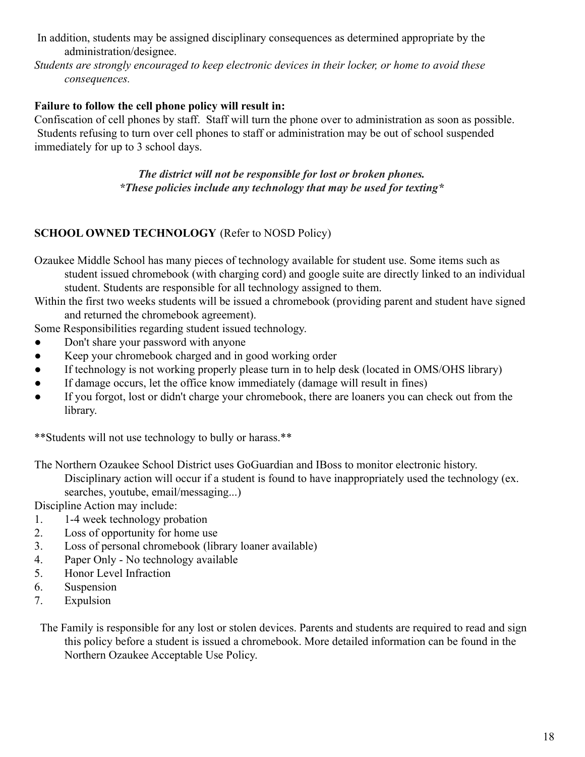In addition, students may be assigned disciplinary consequences as determined appropriate by the administration/designee.

*Students are strongly encouraged to keep electronic devices in their locker, or home to avoid these consequences.*

**Failure to follow the cell phone policy will result in:**

Confiscation of cell phones by staff. Staff will turn the phone over to administration as soon as possible. Students refusing to turn over cell phones to staff or administration may be out of school suspended immediately for up to 3 school days.

***The district will not be responsible for lost or broken phones.***
****These policies include any technology that may be used for texting****

**SCHOOL OWNED TECHNOLOGY** (Refer to NOSD Policy)

Ozaukee Middle School has many pieces of technology available for student use. Some items such as student issued chromebook (with charging cord) and google suite are directly linked to an individual student. Students are responsible for all technology assigned to them.

Within the first two weeks students will be issued a chromebook (providing parent and student have signed and returned the chromebook agreement).

Some Responsibilities regarding student issued technology.

- Don't share your password with anyone
- Keep your chromebook charged and in good working order
- If technology is not working properly please turn in to help desk (located in OMS/OHS library)
- If damage occurs, let the office know immediately (damage will result in fines)
- If you forgot, lost or didn't charge your chromebook, there are loaners you can check out from the library.

**Students will not use technology to bully or harass.**

The Northern Ozaukee School District uses GoGuardian and IBoss to monitor electronic history. Disciplinary action will occur if a student is found to have inappropriately used the technology (ex. searches, youtube, email/messaging...)

Discipline Action may include:

1. 1-4 week technology probation
2. Loss of opportunity for home use
3. Loss of personal chromebook (library loaner available)
4. Paper Only - No technology available
5. Honor Level Infraction
6. Suspension
7. Expulsion

The Family is responsible for any lost or stolen devices. Parents and students are required to read and sign this policy before a student is issued a chromebook. More detailed information can be found in the Northern Ozaukee Acceptable Use Policy.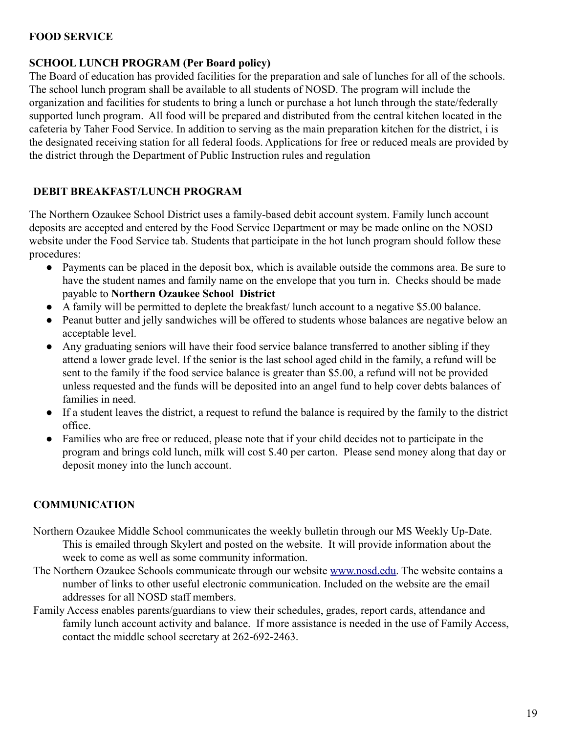**FOOD SERVICE**

**SCHOOL LUNCH PROGRAM (Per Board policy)**

The Board of education has provided facilities for the preparation and sale of lunches for all of the schools. The school lunch program shall be available to all students of NOSD. The program will include the organization and facilities for students to bring a lunch or purchase a hot lunch through the state/federally supported lunch program. All food will be prepared and distributed from the central kitchen located in the cafeteria by Taher Food Service. In addition to serving as the main preparation kitchen for the district, i is the designated receiving station for all federal foods. Applications for free or reduced meals are provided by the district through the Department of Public Instruction rules and regulation

**DEBIT BREAKFAST/LUNCH PROGRAM**

The Northern Ozaukee School District uses a family-based debit account system. Family lunch account deposits are accepted and entered by the Food Service Department or may be made online on the NOSD website under the Food Service tab. Students that participate in the hot lunch program should follow these procedures:

- Payments can be placed in the deposit box, which is available outside the commons area. Be sure to have the student names and family name on the envelope that you turn in. Checks should be made payable to **Northern Ozaukee School District**
- A family will be permitted to deplete the breakfast/ lunch account to a negative $5.00 balance.
- Peanut butter and jelly sandwiches will be offered to students whose balances are negative below an acceptable level.
- Any graduating seniors will have their food service balance transferred to another sibling if they attend a lower grade level. If the senior is the last school aged child in the family, a refund will be sent to the family if the food service balance is greater than $5.00, a refund will not be provided unless requested and the funds will be deposited into an angel fund to help cover debts balances of families in need.
- If a student leaves the district, a request to refund the balance is required by the family to the district office.
- Families who are free or reduced, please note that if your child decides not to participate in the program and brings cold lunch, milk will cost $.40 per carton. Please send money along that day or deposit money into the lunch account.

**COMMUNICATION**

Northern Ozaukee Middle School communicates the weekly bulletin through our MS Weekly Up-Date. This is emailed through Skylert and posted on the website. It will provide information about the week to come as well as some community information.

The Northern Ozaukee Schools communicate through our website [www.nosd.edu](www.nosd.edu). The website contains a number of links to other useful electronic communication. Included on the website are the email addresses for all NOSD staff members.

Family Access enables parents/guardians to view their schedules, grades, report cards, attendance and family lunch account activity and balance. If more assistance is needed in the use of Family Access, contact the middle school secretary at 262-692-2463.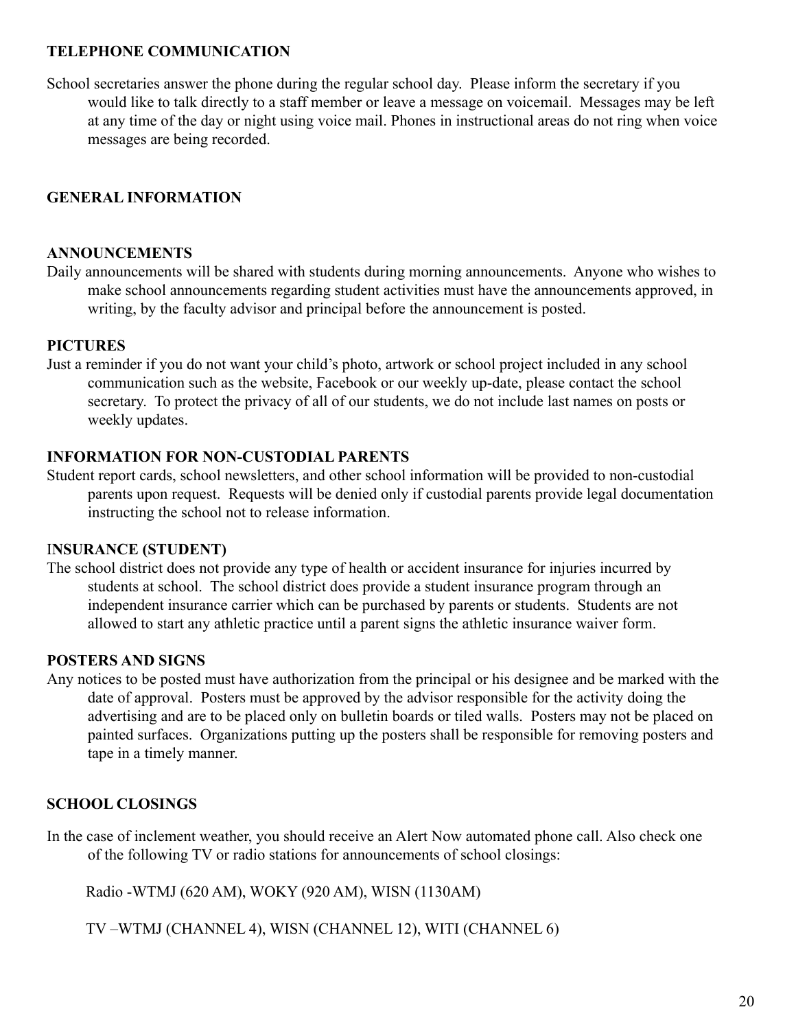## TELEPHONE COMMUNICATION

School secretaries answer the phone during the regular school day. Please inform the secretary if you would like to talk directly to a staff member or leave a message on voicemail. Messages may be left at any time of the day or night using voice mail. Phones in instructional areas do not ring when voice messages are being recorded.

## GENERAL INFORMATION

### ANNOUNCEMENTS

Daily announcements will be shared with students during morning announcements. Anyone who wishes to make school announcements regarding student activities must have the announcements approved, in writing, by the faculty advisor and principal before the announcement is posted.

### PICTURES

Just a reminder if you do not want your child's photo, artwork or school project included in any school communication such as the website, Facebook or our weekly up-date, please contact the school secretary. To protect the privacy of all of our students, we do not include last names on posts or weekly updates.

### INFORMATION FOR NON-CUSTODIAL PARENTS

Student report cards, school newsletters, and other school information will be provided to non-custodial parents upon request. Requests will be denied only if custodial parents provide legal documentation instructing the school not to release information.

### INSURANCE (STUDENT)

The school district does not provide any type of health or accident insurance for injuries incurred by students at school. The school district does provide a student insurance program through an independent insurance carrier which can be purchased by parents or students. Students are not allowed to start any athletic practice until a parent signs the athletic insurance waiver form.

### POSTERS AND SIGNS

Any notices to be posted must have authorization from the principal or his designee and be marked with the date of approval. Posters must be approved by the advisor responsible for the activity doing the advertising and are to be placed only on bulletin boards or tiled walls. Posters may not be placed on painted surfaces. Organizations putting up the posters shall be responsible for removing posters and tape in a timely manner.

## SCHOOL CLOSINGS

In the case of inclement weather, you should receive an Alert Now automated phone call. Also check one of the following TV or radio stations for announcements of school closings:

Radio -WTMJ (620 AM), WOKY (920 AM), WISN (1130AM)

TV –WTMJ (CHANNEL 4), WISN (CHANNEL 12), WITI (CHANNEL 6)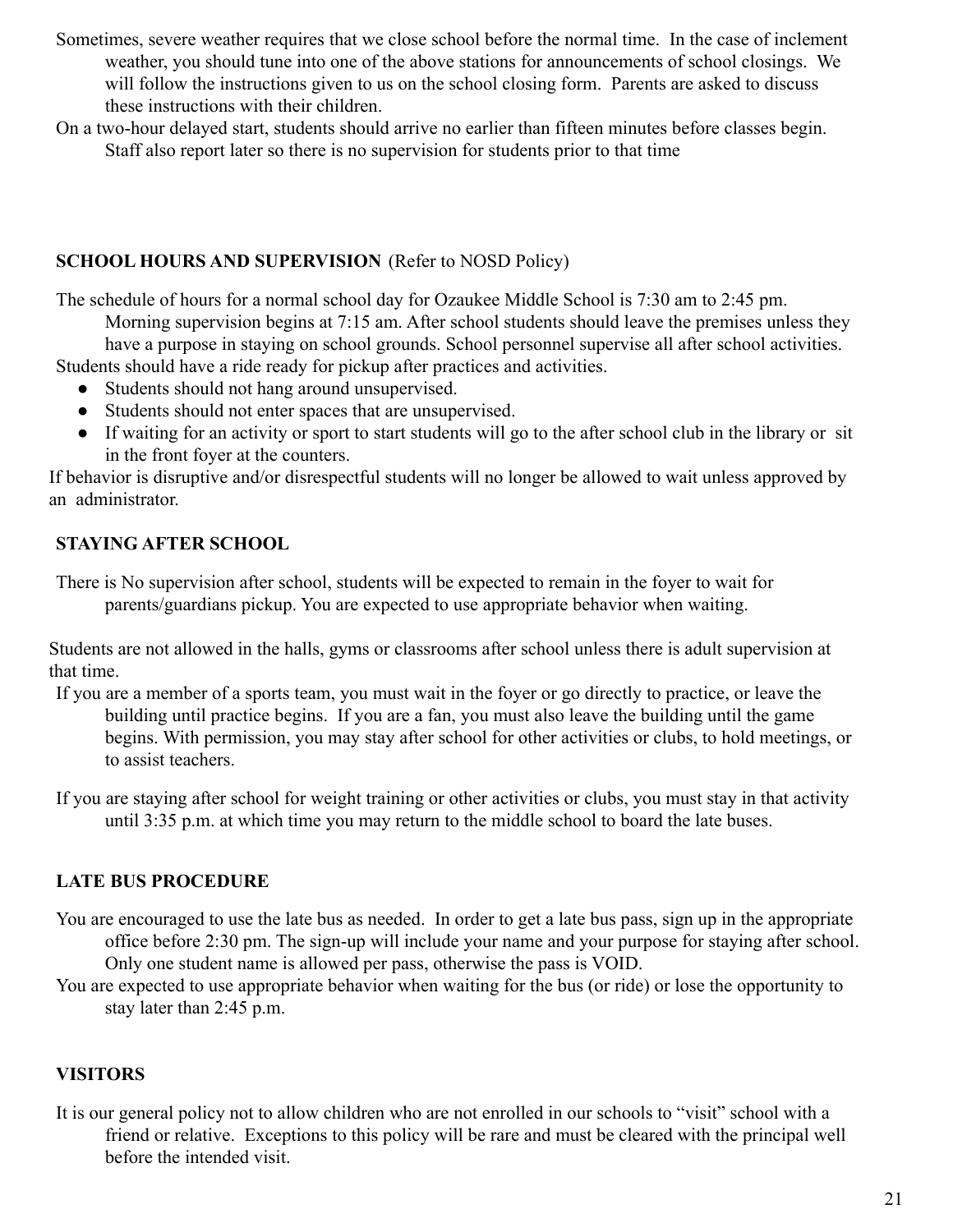Sometimes, severe weather requires that we close school before the normal time. In the case of inclement weather, you should tune into one of the above stations for announcements of school closings. We will follow the instructions given to us on the school closing form. Parents are asked to discuss these instructions with their children.

On a two-hour delayed start, students should arrive no earlier than fifteen minutes before classes begin. Staff also report later so there is no supervision for students prior to that time

## SCHOOL HOURS AND SUPERVISION (Refer to NOSD Policy)

The schedule of hours for a normal school day for Ozaukee Middle School is 7:30 am to 2:45 pm. Morning supervision begins at 7:15 am. After school students should leave the premises unless they have a purpose in staying on school grounds. School personnel supervise all after school activities.

Students should have a ride ready for pickup after practices and activities.

- Students should not hang around unsupervised.
- Students should not enter spaces that are unsupervised.
- If waiting for an activity or sport to start students will go to the after school club in the library or sit in the front foyer at the counters.

If behavior is disruptive and/or disrespectful students will no longer be allowed to wait unless approved by an administrator.

## STAYING AFTER SCHOOL

There is No supervision after school, students will be expected to remain in the foyer to wait for parents/guardians pickup. You are expected to use appropriate behavior when waiting.

Students are not allowed in the halls, gyms or classrooms after school unless there is adult supervision at that time.

If you are a member of a sports team, you must wait in the foyer or go directly to practice, or leave the building until practice begins. If you are a fan, you must also leave the building until the game begins. With permission, you may stay after school for other activities or clubs, to hold meetings, or to assist teachers.

If you are staying after school for weight training or other activities or clubs, you must stay in that activity until 3:35 p.m. at which time you may return to the middle school to board the late buses.

## LATE BUS PROCEDURE

You are encouraged to use the late bus as needed. In order to get a late bus pass, sign up in the appropriate office before 2:30 pm. The sign-up will include your name and your purpose for staying after school. Only one student name is allowed per pass, otherwise the pass is VOID.

You are expected to use appropriate behavior when waiting for the bus (or ride) or lose the opportunity to stay later than 2:45 p.m.

## VISITORS

It is our general policy not to allow children who are not enrolled in our schools to "visit" school with a friend or relative. Exceptions to this policy will be rare and must be cleared with the principal well before the intended visit.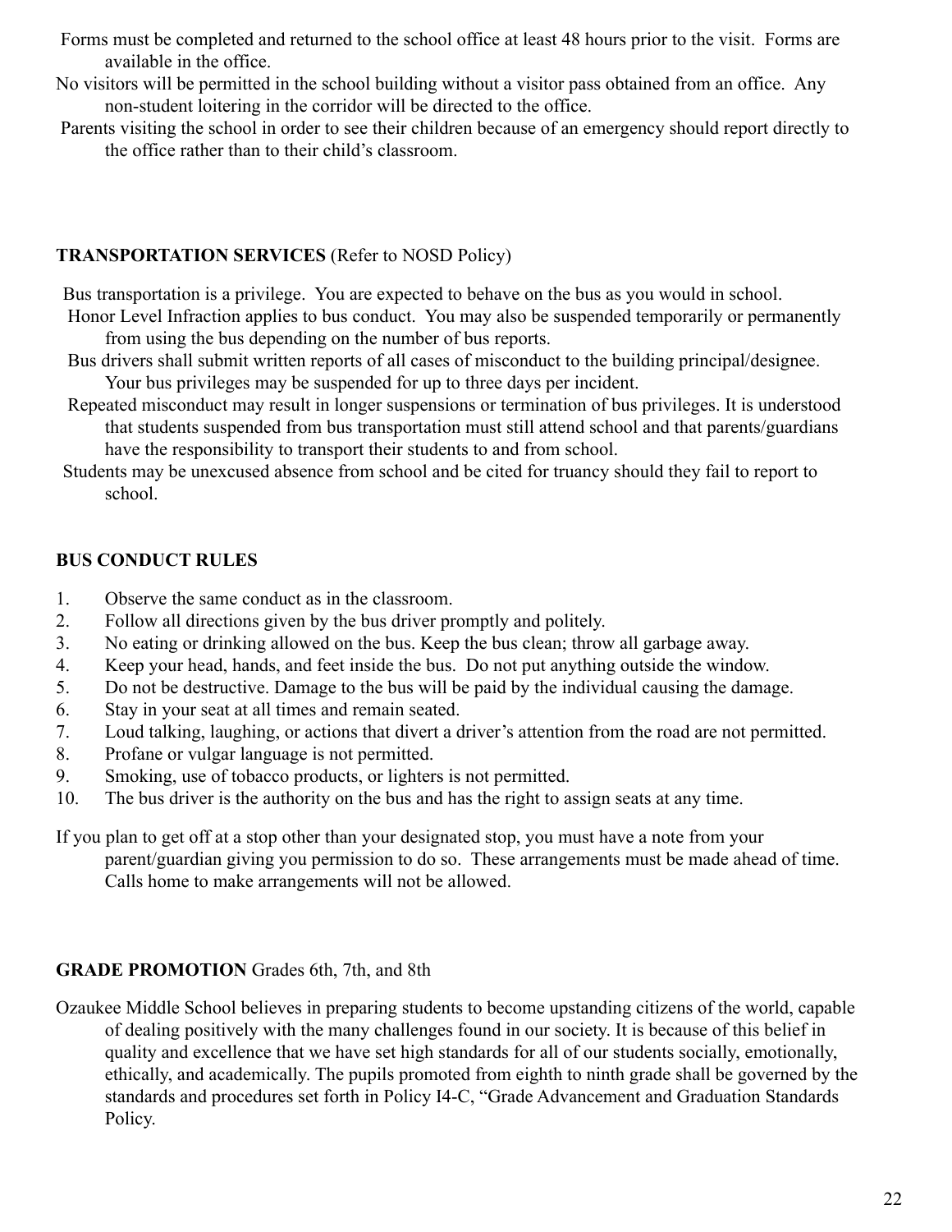Forms must be completed and returned to the school office at least 48 hours prior to the visit. Forms are available in the office.

No visitors will be permitted in the school building without a visitor pass obtained from an office. Any non-student loitering in the corridor will be directed to the office.

Parents visiting the school in order to see their children because of an emergency should report directly to the office rather than to their child's classroom.

**TRANSPORTATION SERVICES** (Refer to NOSD Policy)

Bus transportation is a privilege. You are expected to behave on the bus as you would in school.

Honor Level Infraction applies to bus conduct. You may also be suspended temporarily or permanently from using the bus depending on the number of bus reports.

Bus drivers shall submit written reports of all cases of misconduct to the building principal/designee. Your bus privileges may be suspended for up to three days per incident.

Repeated misconduct may result in longer suspensions or termination of bus privileges. It is understood that students suspended from bus transportation must still attend school and that parents/guardians have the responsibility to transport their students to and from school.

Students may be unexcused absence from school and be cited for truancy should they fail to report to school.

**BUS CONDUCT RULES**

1. Observe the same conduct as in the classroom.
2. Follow all directions given by the bus driver promptly and politely.
3. No eating or drinking allowed on the bus. Keep the bus clean; throw all garbage away.
4. Keep your head, hands, and feet inside the bus. Do not put anything outside the window.
5. Do not be destructive. Damage to the bus will be paid by the individual causing the damage.
6. Stay in your seat at all times and remain seated.
7. Loud talking, laughing, or actions that divert a driver's attention from the road are not permitted.
8. Profane or vulgar language is not permitted.
9. Smoking, use of tobacco products, or lighters is not permitted.
10. The bus driver is the authority on the bus and has the right to assign seats at any time.

If you plan to get off at a stop other than your designated stop, you must have a note from your parent/guardian giving you permission to do so. These arrangements must be made ahead of time. Calls home to make arrangements will not be allowed.

**GRADE PROMOTION** Grades 6th, 7th, and 8th

Ozaukee Middle School believes in preparing students to become upstanding citizens of the world, capable of dealing positively with the many challenges found in our society. It is because of this belief in quality and excellence that we have set high standards for all of our students socially, emotionally, ethically, and academically. The pupils promoted from eighth to ninth grade shall be governed by the standards and procedures set forth in Policy I4-C, "Grade Advancement and Graduation Standards Policy.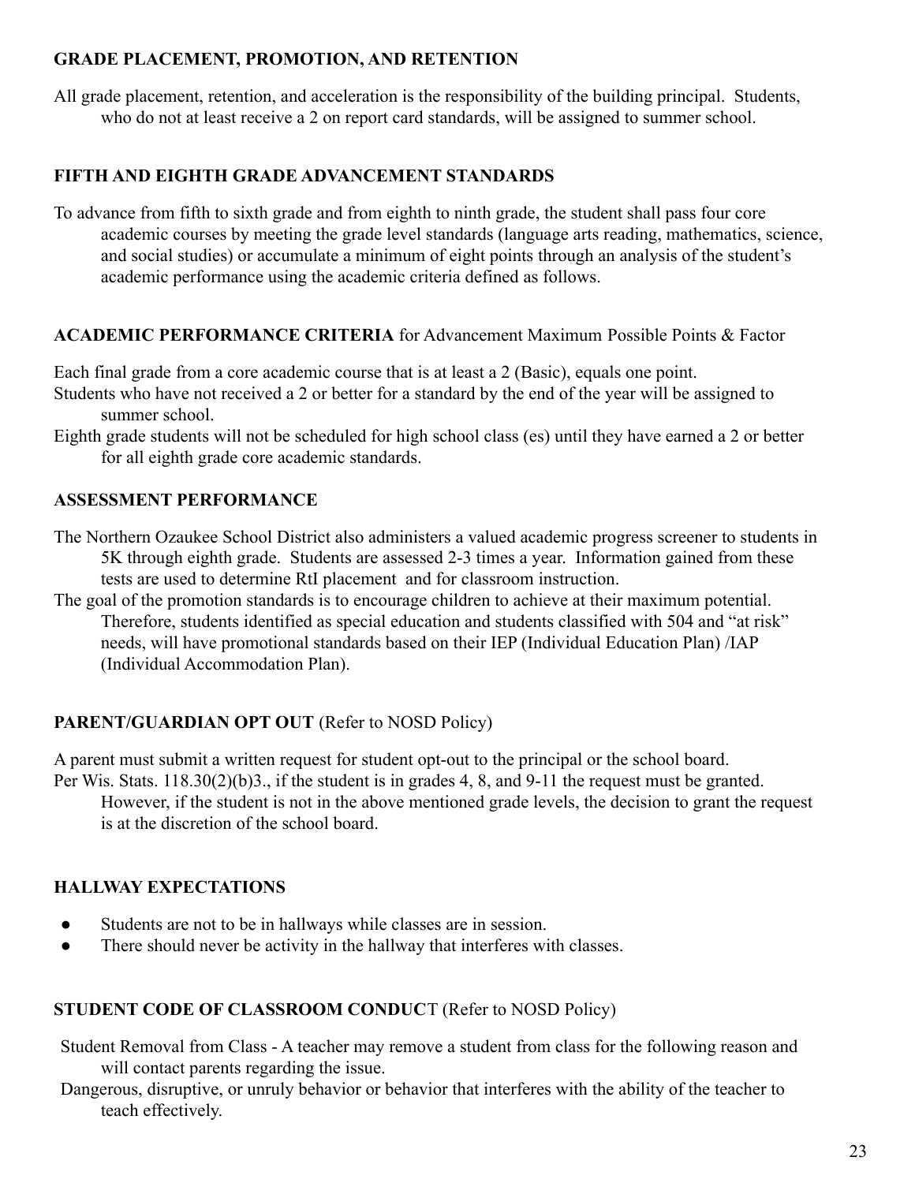**GRADE PLACEMENT, PROMOTION, AND RETENTION**

All grade placement, retention, and acceleration is the responsibility of the building principal. Students, who do not at least receive a 2 on report card standards, will be assigned to summer school.

**FIFTH AND EIGHTH GRADE ADVANCEMENT STANDARDS**

To advance from fifth to sixth grade and from eighth to ninth grade, the student shall pass four core academic courses by meeting the grade level standards (language arts reading, mathematics, science, and social studies) or accumulate a minimum of eight points through an analysis of the student's academic performance using the academic criteria defined as follows.

**ACADEMIC PERFORMANCE CRITERIA** for Advancement Maximum Possible Points & Factor

Each final grade from a core academic course that is at least a 2 (Basic), equals one point.

Students who have not received a 2 or better for a standard by the end of the year will be assigned to summer school.

Eighth grade students will not be scheduled for high school class (es) until they have earned a 2 or better for all eighth grade core academic standards.

**ASSESSMENT PERFORMANCE**

The Northern Ozaukee School District also administers a valued academic progress screener to students in 5K through eighth grade. Students are assessed 2-3 times a year. Information gained from these tests are used to determine RtI placement and for classroom instruction.

The goal of the promotion standards is to encourage children to achieve at their maximum potential. Therefore, students identified as special education and students classified with 504 and "at risk" needs, will have promotional standards based on their IEP (Individual Education Plan) /IAP (Individual Accommodation Plan).

**PARENT/GUARDIAN OPT OUT** (Refer to NOSD Policy)

A parent must submit a written request for student opt-out to the principal or the school board.

Per Wis. Stats. 118.30(2)(b)3., if the student is in grades 4, 8, and 9-11 the request must be granted. However, if the student is not in the above mentioned grade levels, the decision to grant the request is at the discretion of the school board.

**HALLWAY EXPECTATIONS**

- Students are not to be in hallways while classes are in session.
- There should never be activity in the hallway that interferes with classes.

**STUDENT CODE OF CLASSROOM CONDUC**T (Refer to NOSD Policy)

Student Removal from Class - A teacher may remove a student from class for the following reason and will contact parents regarding the issue.

Dangerous, disruptive, or unruly behavior or behavior that interferes with the ability of the teacher to teach effectively.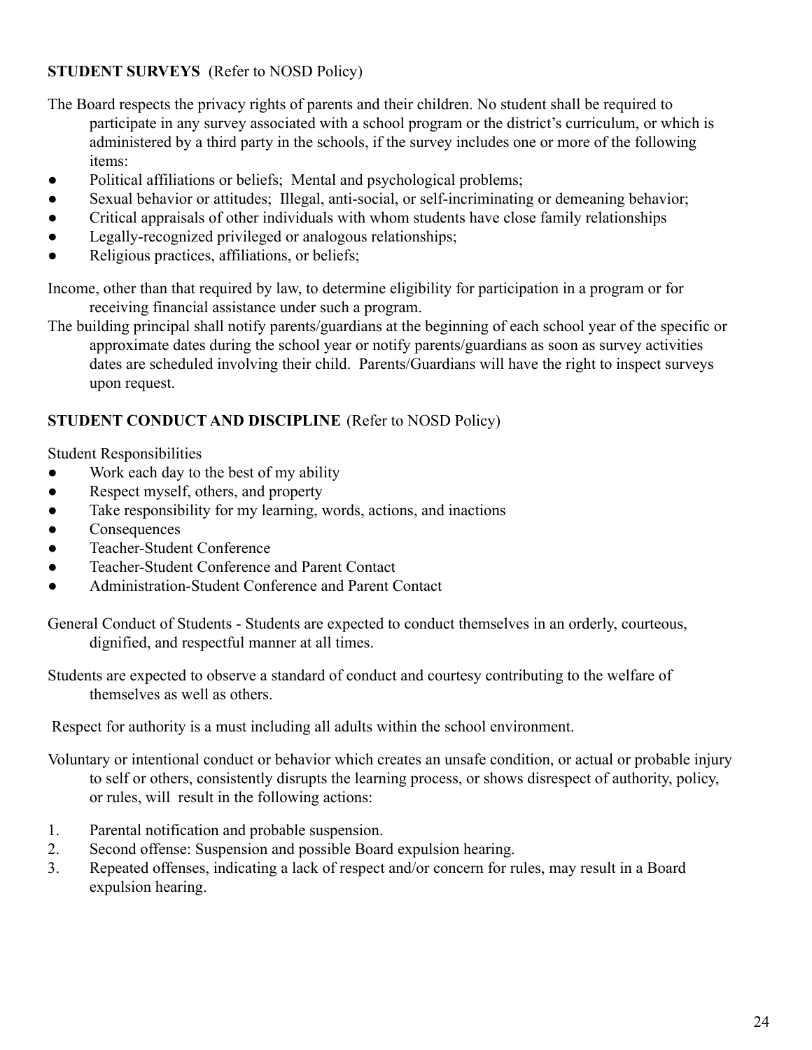**STUDENT SURVEYS** (Refer to NOSD Policy)

The Board respects the privacy rights of parents and their children. No student shall be required to participate in any survey associated with a school program or the district's curriculum, or which is administered by a third party in the schools, if the survey includes one or more of the following items:

- Political affiliations or beliefs; Mental and psychological problems;
- Sexual behavior or attitudes; Illegal, anti-social, or self-incriminating or demeaning behavior;
- Critical appraisals of other individuals with whom students have close family relationships
- Legally-recognized privileged or analogous relationships;
- Religious practices, affiliations, or beliefs;

Income, other than that required by law, to determine eligibility for participation in a program or for receiving financial assistance under such a program.

The building principal shall notify parents/guardians at the beginning of each school year of the specific or approximate dates during the school year or notify parents/guardians as soon as survey activities dates are scheduled involving their child. Parents/Guardians will have the right to inspect surveys upon request.

**STUDENT CONDUCT AND DISCIPLINE** (Refer to NOSD Policy)

Student Responsibilities

- Work each day to the best of my ability
- Respect myself, others, and property
- Take responsibility for my learning, words, actions, and inactions
- Consequences
- Teacher-Student Conference
- Teacher-Student Conference and Parent Contact
- Administration-Student Conference and Parent Contact

General Conduct of Students - Students are expected to conduct themselves in an orderly, courteous, dignified, and respectful manner at all times.

Students are expected to observe a standard of conduct and courtesy contributing to the welfare of themselves as well as others.

Respect for authority is a must including all adults within the school environment.

Voluntary or intentional conduct or behavior which creates an unsafe condition, or actual or probable injury to self or others, consistently disrupts the learning process, or shows disrespect of authority, policy, or rules, will result in the following actions:

1. Parental notification and probable suspension.
2. Second offense: Suspension and possible Board expulsion hearing.
3. Repeated offenses, indicating a lack of respect and/or concern for rules, may result in a Board expulsion hearing.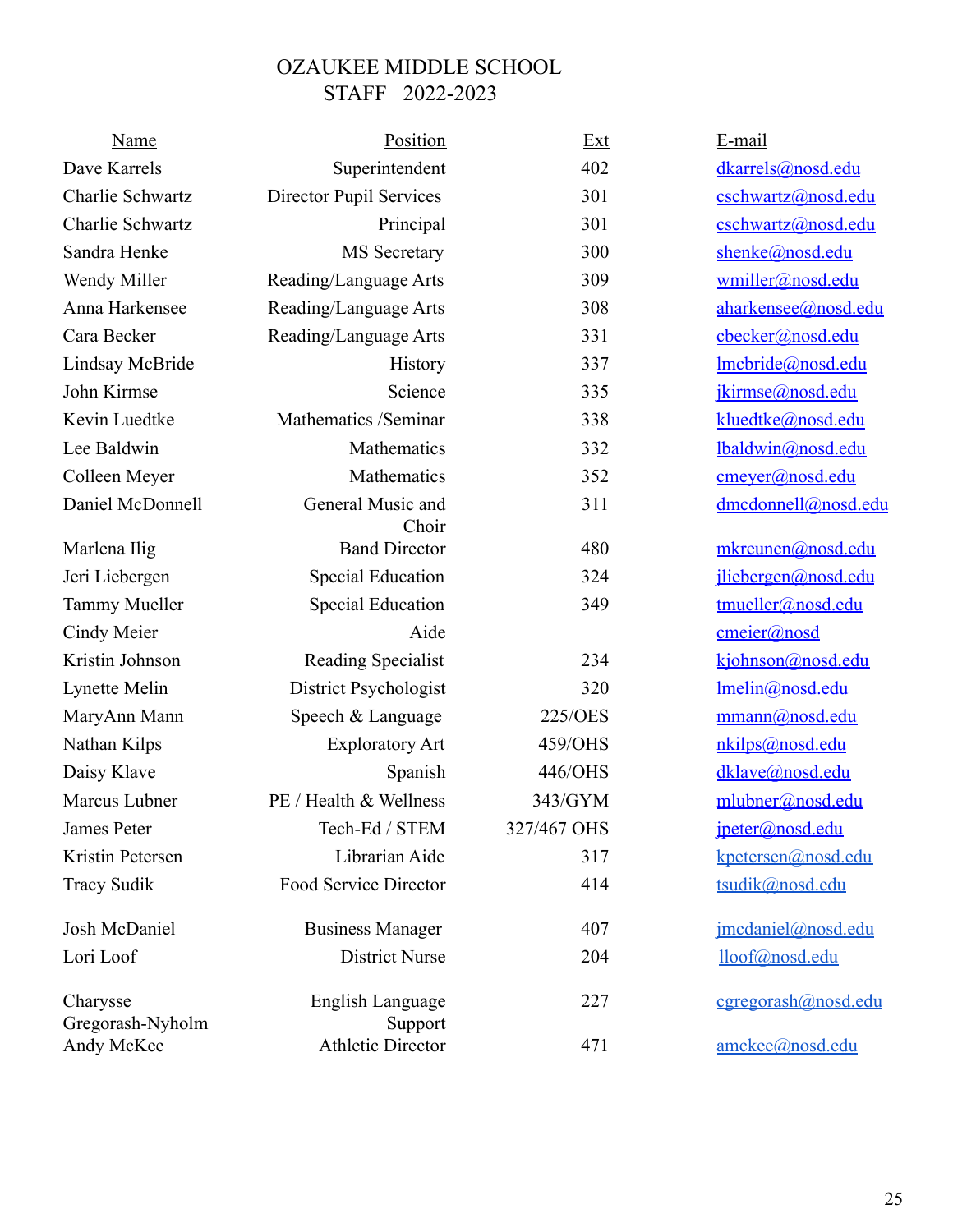# OZAUKEE MIDDLE SCHOOL
## STAFF 2022-2023

| Name | Position | Ext | E-mail |
|---|---|---|---|
| Dave Karrels | Superintendent | 402 | dkarrels@nosd.edu |
| Charlie Schwartz | Director Pupil Services | 301 | cschwartz@nosd.edu |
| Charlie Schwartz | Principal | 301 | cschwartz@nosd.edu |
| Sandra Henke | MS Secretary | 300 | shenke@nosd.edu |
| Wendy Miller | Reading/Language Arts | 309 | wmiller@nosd.edu |
| Anna Harkensee | Reading/Language Arts | 308 | aharkensee@nosd.edu |
| Cara Becker | Reading/Language Arts | 331 | cbecker@nosd.edu |
| Lindsay McBride | History | 337 | lmcbride@nosd.edu |
| John Kirmse | Science | 335 | jkirmse@nosd.edu |
| Kevin Luedtke | Mathematics /Seminar | 338 | kluedtke@nosd.edu |
| Lee Baldwin | Mathematics | 332 | lbaldwin@nosd.edu |
| Colleen Meyer | Mathematics | 352 | cmeyer@nosd.edu |
| Daniel McDonnell | General Music and Choir | 311 | dmcdonnell@nosd.edu |
| Marlena Ilig | Band Director | 480 | mkreunen@nosd.edu |
| Jeri Liebergen | Special Education | 324 | jliebergen@nosd.edu |
| Tammy Mueller | Special Education | 349 | tmueller@nosd.edu |
| Cindy Meier | Aide | | cmeier@nosd |
| Kristin Johnson | Reading Specialist | 234 | kjohnson@nosd.edu |
| Lynette Melin | District Psychologist | 320 | lmelin@nosd.edu |
| MaryAnn Mann | Speech & Language | 225/OES | mmann@nosd.edu |
| Nathan Kilps | Exploratory Art | 459/OHS | nkilps@nosd.edu |
| Daisy Klave | Spanish | 446/OHS | dklave@nosd.edu |
| Marcus Lubner | PE / Health & Wellness | 343/GYM | mlubner@nosd.edu |
| James Peter | Tech-Ed / STEM | 327/467 OHS | jpeter@nosd.edu |
| Kristin Petersen | Librarian Aide | 317 | kpetersen@nosd.edu |
| Tracy Sudik | Food Service Director | 414 | tsudik@nosd.edu |
| Josh McDaniel | Business Manager | 407 | jmcdaniel@nosd.edu |
| Lori Loof | District Nurse | 204 | lloof@nosd.edu |
| Charysse Gregorash-Nyholm | English Language Support | 227 | cgregorash@nosd.edu |
| Andy McKee | Athletic Director | 471 | amckee@nosd.edu |